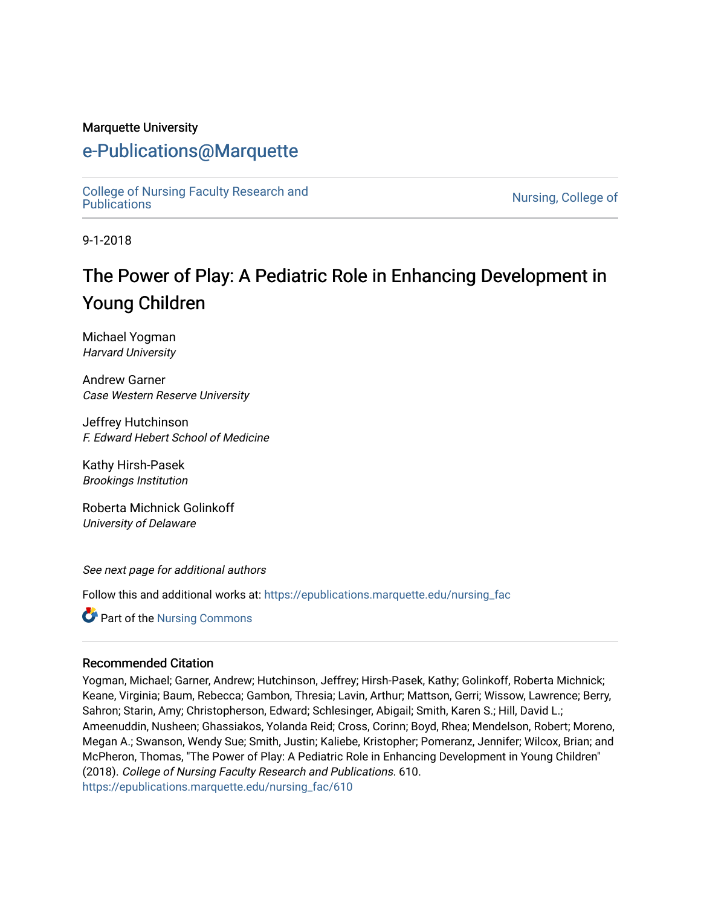Marquette University

# e-Publications@Marquette

College of Nursing Faculty Research and Publications

Nursing, College of

9-1-2018

# The Power of Play: A Pediatric Role in Enhancing Development in Young Children

Michael Yogman
*Harvard University*

Andrew Garner
*Case Western Reserve University*

Jeffrey Hutchinson
*F. Edward Hebert School of Medicine*

Kathy Hirsh-Pasek
*Brookings Institution*

Roberta Michnick Golinkoff
*University of Delaware*

*See next page for additional authors*

Follow this and additional works at: https://epublications.marquette.edu/nursing_fac

Part of the Nursing Commons

## Recommended Citation

Yogman, Michael; Garner, Andrew; Hutchinson, Jeffrey; Hirsh-Pasek, Kathy; Golinkoff, Roberta Michnick; Keane, Virginia; Baum, Rebecca; Gambon, Thresia; Lavin, Arthur; Mattson, Gerri; Wissow, Lawrence; Berry, Sahron; Starin, Amy; Christopherson, Edward; Schlesinger, Abigail; Smith, Karen S.; Hill, David L.; Ameenuddin, Nusheen; Ghassiakos, Yolanda Reid; Cross, Corinn; Boyd, Rhea; Mendelson, Robert; Moreno, Megan A.; Swanson, Wendy Sue; Smith, Justin; Kaliebe, Kristopher; Pomeranz, Jennifer; Wilcox, Brian; and McPheron, Thomas, "The Power of Play: A Pediatric Role in Enhancing Development in Young Children" (2018). *College of Nursing Faculty Research and Publications*. 610.
https://epublications.marquette.edu/nursing_fac/610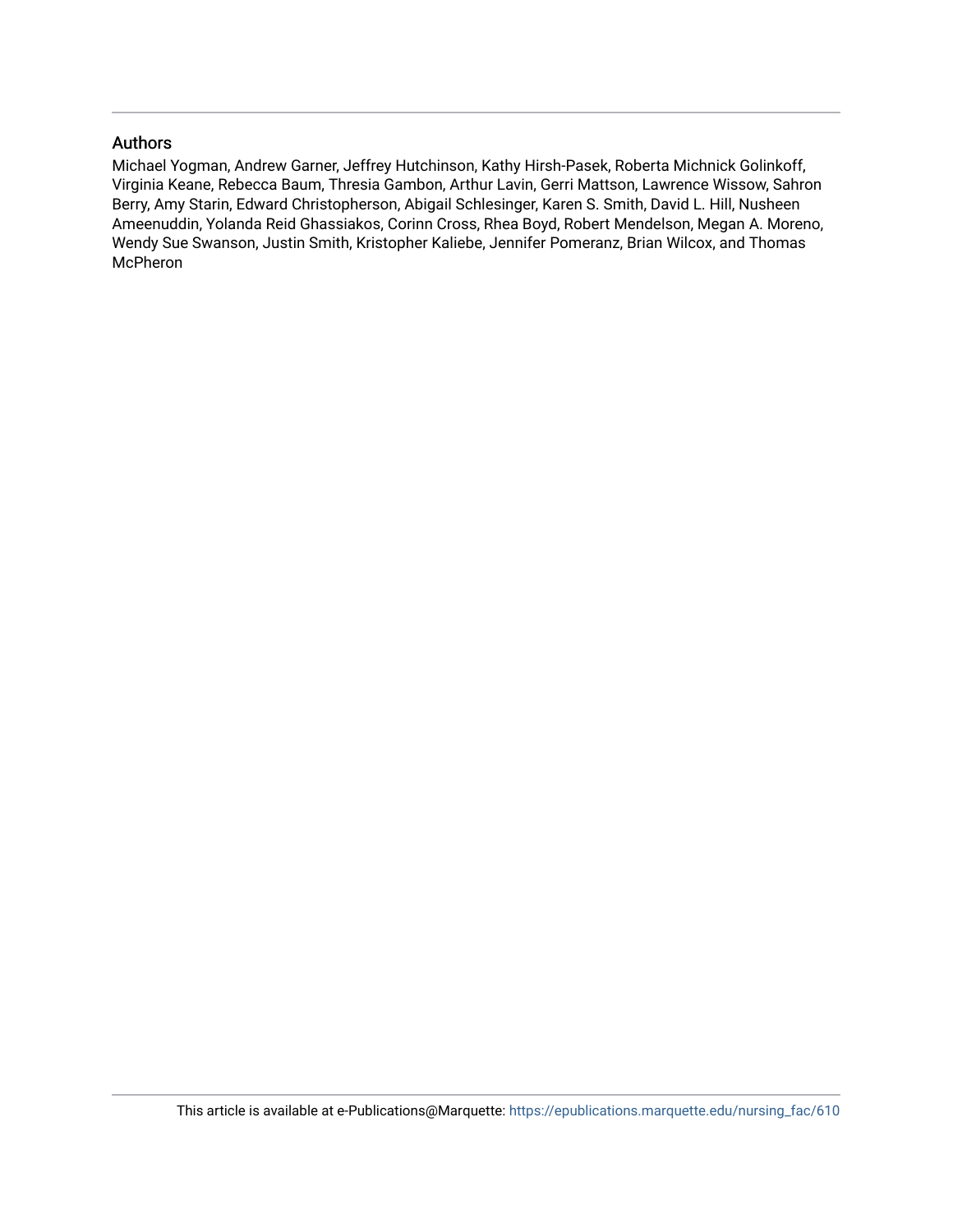## Authors

Michael Yogman, Andrew Garner, Jeffrey Hutchinson, Kathy Hirsh-Pasek, Roberta Michnick Golinkoff, Virginia Keane, Rebecca Baum, Thresia Gambon, Arthur Lavin, Gerri Mattson, Lawrence Wissow, Sahron Berry, Amy Starin, Edward Christopherson, Abigail Schlesinger, Karen S. Smith, David L. Hill, Nusheen Ameenuddin, Yolanda Reid Ghassiakos, Corinn Cross, Rhea Boyd, Robert Mendelson, Megan A. Moreno, Wendy Sue Swanson, Justin Smith, Kristopher Kaliebe, Jennifer Pomeranz, Brian Wilcox, and Thomas McPheron

This article is available at e-Publications@Marquette: https://epublications.marquette.edu/nursing_fac/610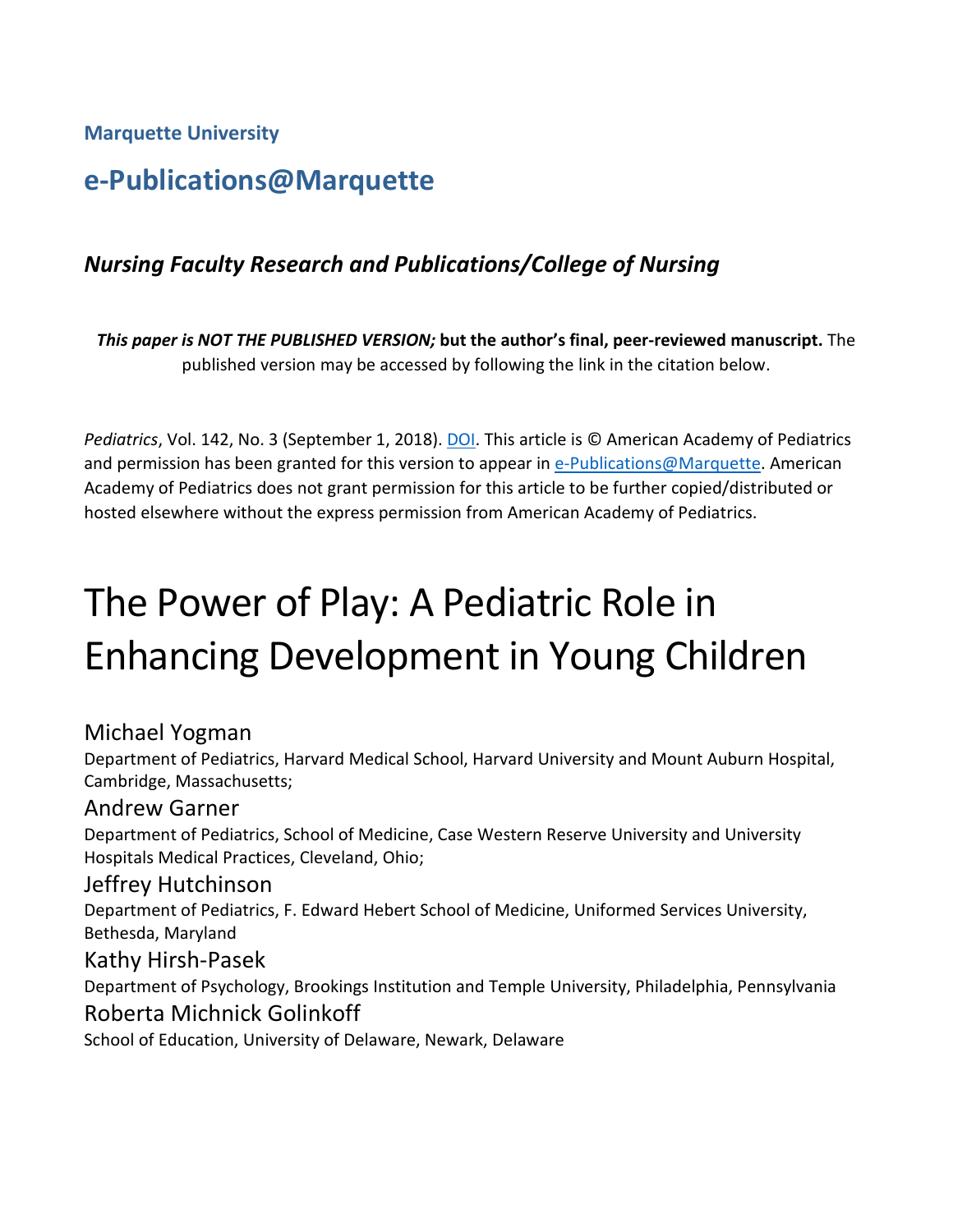**Marquette University**

## e-Publications@Marquette

### *Nursing Faculty Research and Publications/College of Nursing*

***This paper is NOT THE PUBLISHED VERSION;* but the author's final, peer-reviewed manuscript.** The published version may be accessed by following the link in the citation below.

*Pediatrics*, Vol. 142, No. 3 (September 1, 2018). DOI. This article is © American Academy of Pediatrics and permission has been granted for this version to appear in e-Publications@Marquette. American Academy of Pediatrics does not grant permission for this article to be further copied/distributed or hosted elsewhere without the express permission from American Academy of Pediatrics.

# The Power of Play: A Pediatric Role in Enhancing Development in Young Children

Michael Yogman
Department of Pediatrics, Harvard Medical School, Harvard University and Mount Auburn Hospital, Cambridge, Massachusetts;

Andrew Garner
Department of Pediatrics, School of Medicine, Case Western Reserve University and University Hospitals Medical Practices, Cleveland, Ohio;

Jeffrey Hutchinson
Department of Pediatrics, F. Edward Hebert School of Medicine, Uniformed Services University, Bethesda, Maryland

Kathy Hirsh-Pasek
Department of Psychology, Brookings Institution and Temple University, Philadelphia, Pennsylvania

Roberta Michnick Golinkoff
School of Education, University of Delaware, Newark, Delaware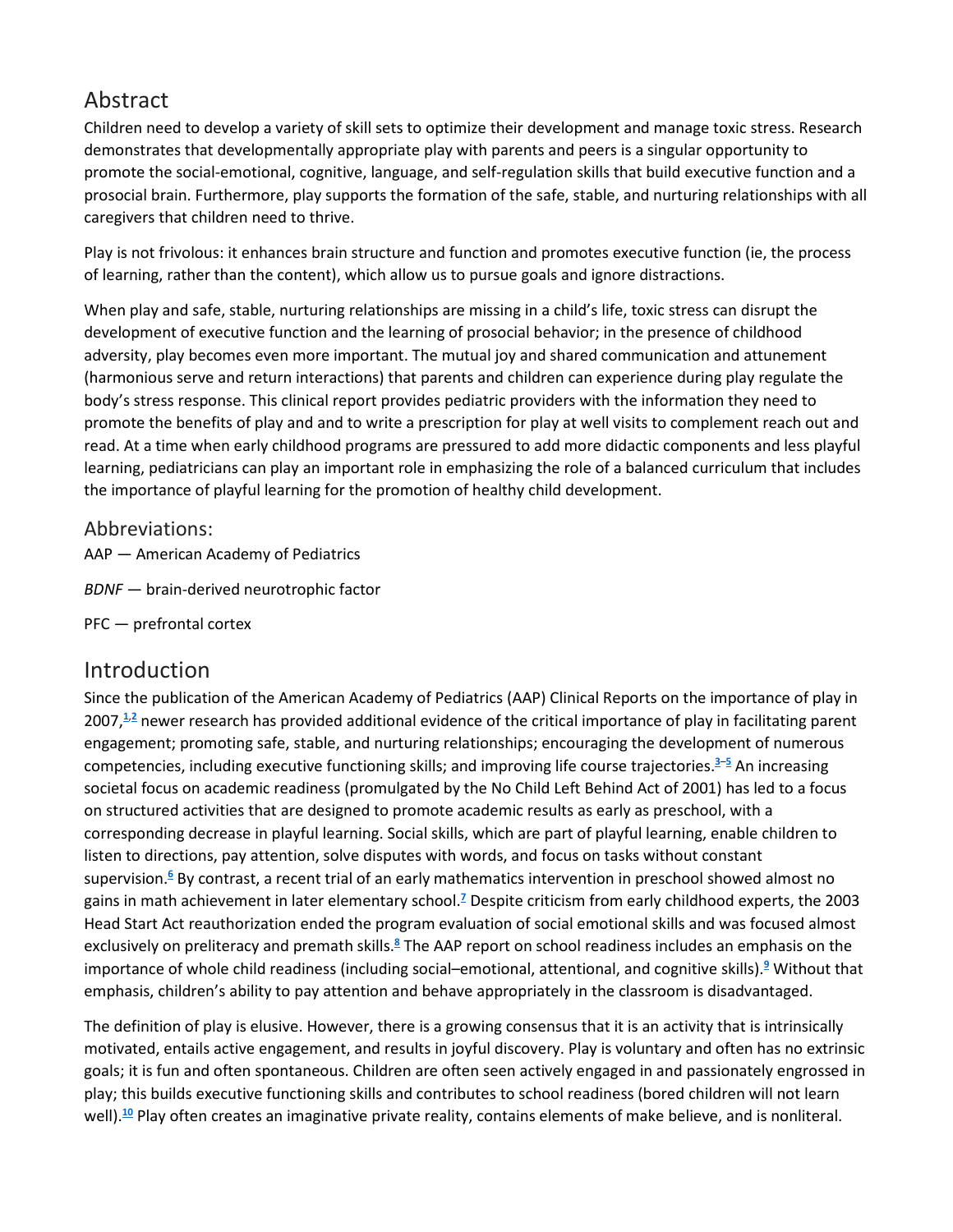## Abstract

Children need to develop a variety of skill sets to optimize their development and manage toxic stress. Research demonstrates that developmentally appropriate play with parents and peers is a singular opportunity to promote the social-emotional, cognitive, language, and self-regulation skills that build executive function and a prosocial brain. Furthermore, play supports the formation of the safe, stable, and nurturing relationships with all caregivers that children need to thrive.

Play is not frivolous: it enhances brain structure and function and promotes executive function (ie, the process of learning, rather than the content), which allow us to pursue goals and ignore distractions.

When play and safe, stable, nurturing relationships are missing in a child's life, toxic stress can disrupt the development of executive function and the learning of prosocial behavior; in the presence of childhood adversity, play becomes even more important. The mutual joy and shared communication and attunement (harmonious serve and return interactions) that parents and children can experience during play regulate the body's stress response. This clinical report provides pediatric providers with the information they need to promote the benefits of play and and to write a prescription for play at well visits to complement reach out and read. At a time when early childhood programs are pressured to add more didactic components and less playful learning, pediatricians can play an important role in emphasizing the role of a balanced curriculum that includes the importance of playful learning for the promotion of healthy child development.

## Abbreviations:

AAP — American Academy of Pediatrics

*BDNF* — brain-derived neurotrophic factor

PFC — prefrontal cortex

## Introduction

Since the publication of the American Academy of Pediatrics (AAP) Clinical Reports on the importance of play in 2007,[1,2] newer research has provided additional evidence of the critical importance of play in facilitating parent engagement; promoting safe, stable, and nurturing relationships; encouraging the development of numerous competencies, including executive functioning skills; and improving life course trajectories.[3–5] An increasing societal focus on academic readiness (promulgated by the No Child Left Behind Act of 2001) has led to a focus on structured activities that are designed to promote academic results as early as preschool, with a corresponding decrease in playful learning. Social skills, which are part of playful learning, enable children to listen to directions, pay attention, solve disputes with words, and focus on tasks without constant supervision.[6] By contrast, a recent trial of an early mathematics intervention in preschool showed almost no gains in math achievement in later elementary school.[7] Despite criticism from early childhood experts, the 2003 Head Start Act reauthorization ended the program evaluation of social emotional skills and was focused almost exclusively on preliteracy and premath skills.[8] The AAP report on school readiness includes an emphasis on the importance of whole child readiness (including social–emotional, attentional, and cognitive skills).[9] Without that emphasis, children's ability to pay attention and behave appropriately in the classroom is disadvantaged.

The definition of play is elusive. However, there is a growing consensus that it is an activity that is intrinsically motivated, entails active engagement, and results in joyful discovery. Play is voluntary and often has no extrinsic goals; it is fun and often spontaneous. Children are often seen actively engaged in and passionately engrossed in play; this builds executive functioning skills and contributes to school readiness (bored children will not learn well).[10] Play often creates an imaginative private reality, contains elements of make believe, and is nonliteral.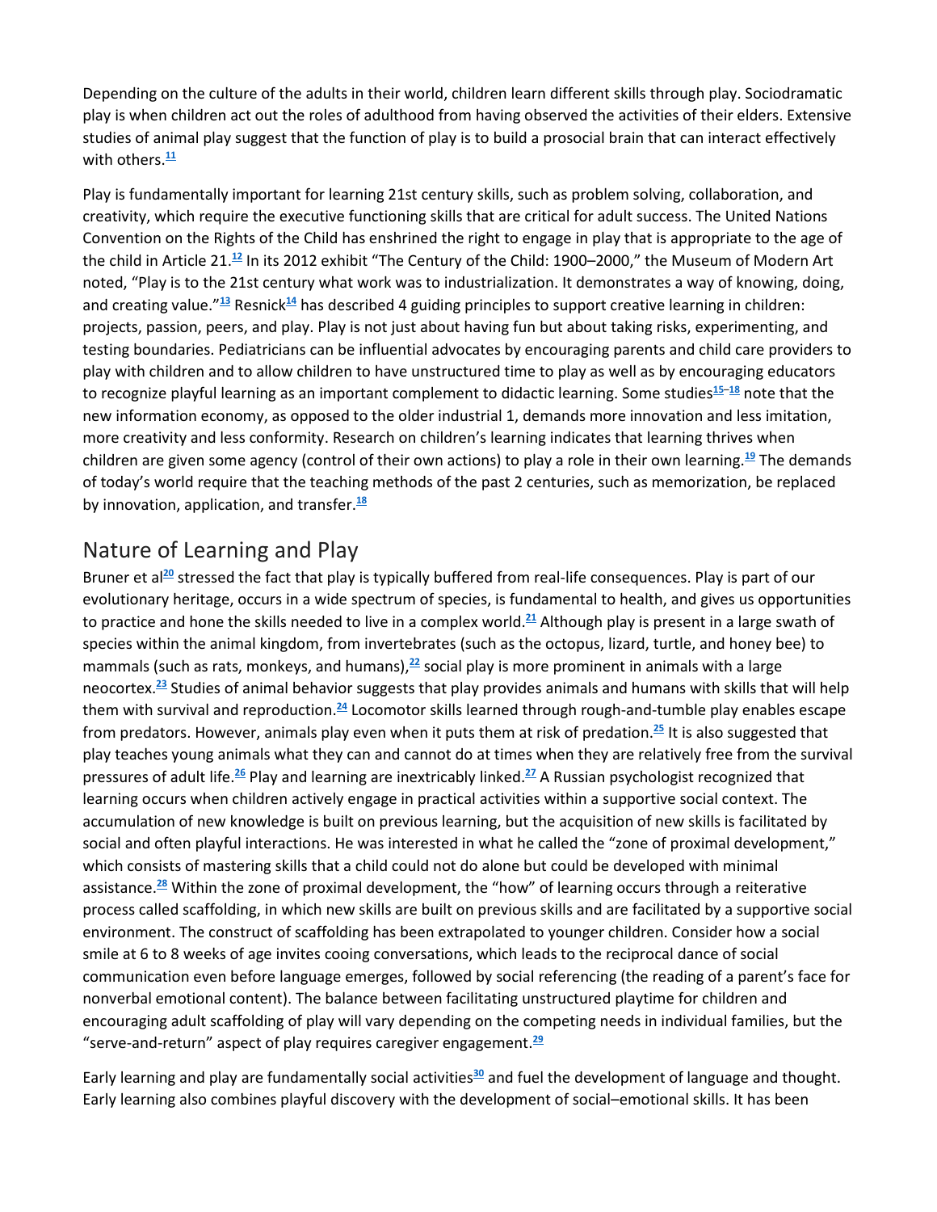Depending on the culture of the adults in their world, children learn different skills through play. Sociodramatic play is when children act out the roles of adulthood from having observed the activities of their elders. Extensive studies of animal play suggest that the function of play is to build a prosocial brain that can interact effectively with others.[11]

Play is fundamentally important for learning 21st century skills, such as problem solving, collaboration, and creativity, which require the executive functioning skills that are critical for adult success. The United Nations Convention on the Rights of the Child has enshrined the right to engage in play that is appropriate to the age of the child in Article 21.[12] In its 2012 exhibit "The Century of the Child: 1900–2000," the Museum of Modern Art noted, "Play is to the 21st century what work was to industrialization. It demonstrates a way of knowing, doing, and creating value."[13] Resnick[14] has described 4 guiding principles to support creative learning in children: projects, passion, peers, and play. Play is not just about having fun but about taking risks, experimenting, and testing boundaries. Pediatricians can be influential advocates by encouraging parents and child care providers to play with children and to allow children to have unstructured time to play as well as by encouraging educators to recognize playful learning as an important complement to didactic learning. Some studies[15–18] note that the new information economy, as opposed to the older industrial 1, demands more innovation and less imitation, more creativity and less conformity. Research on children's learning indicates that learning thrives when children are given some agency (control of their own actions) to play a role in their own learning.[19] The demands of today's world require that the teaching methods of the past 2 centuries, such as memorization, be replaced by innovation, application, and transfer.[18]

## Nature of Learning and Play

Bruner et al[20] stressed the fact that play is typically buffered from real-life consequences. Play is part of our evolutionary heritage, occurs in a wide spectrum of species, is fundamental to health, and gives us opportunities to practice and hone the skills needed to live in a complex world.[21] Although play is present in a large swath of species within the animal kingdom, from invertebrates (such as the octopus, lizard, turtle, and honey bee) to mammals (such as rats, monkeys, and humans),[22] social play is more prominent in animals with a large neocortex.[23] Studies of animal behavior suggests that play provides animals and humans with skills that will help them with survival and reproduction.[24] Locomotor skills learned through rough-and-tumble play enables escape from predators. However, animals play even when it puts them at risk of predation.[25] It is also suggested that play teaches young animals what they can and cannot do at times when they are relatively free from the survival pressures of adult life.[26] Play and learning are inextricably linked.[27] A Russian psychologist recognized that learning occurs when children actively engage in practical activities within a supportive social context. The accumulation of new knowledge is built on previous learning, but the acquisition of new skills is facilitated by social and often playful interactions. He was interested in what he called the "zone of proximal development," which consists of mastering skills that a child could not do alone but could be developed with minimal assistance.[28] Within the zone of proximal development, the "how" of learning occurs through a reiterative process called scaffolding, in which new skills are built on previous skills and are facilitated by a supportive social environment. The construct of scaffolding has been extrapolated to younger children. Consider how a social smile at 6 to 8 weeks of age invites cooing conversations, which leads to the reciprocal dance of social communication even before language emerges, followed by social referencing (the reading of a parent's face for nonverbal emotional content). The balance between facilitating unstructured playtime for children and encouraging adult scaffolding of play will vary depending on the competing needs in individual families, but the "serve-and-return" aspect of play requires caregiver engagement.[29]

Early learning and play are fundamentally social activities[30] and fuel the development of language and thought. Early learning also combines playful discovery with the development of social–emotional skills. It has been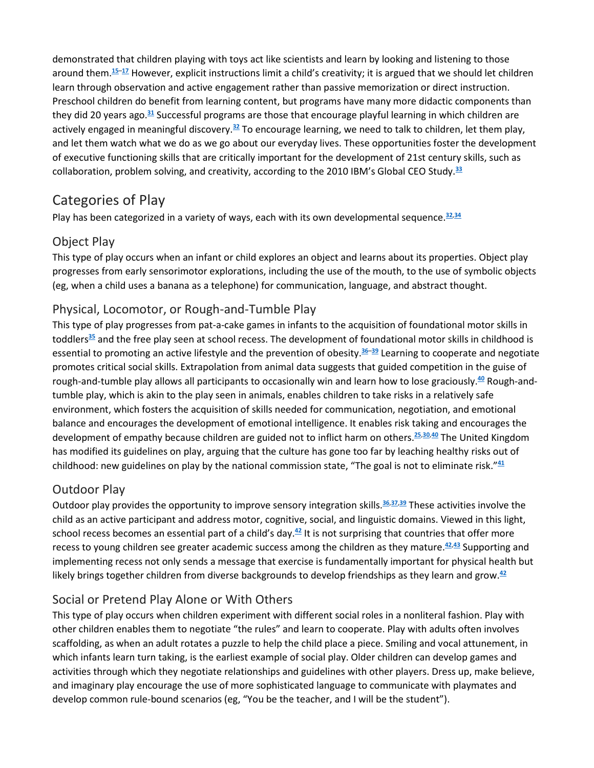demonstrated that children playing with toys act like scientists and learn by looking and listening to those around them.[15–17] However, explicit instructions limit a child's creativity; it is argued that we should let children learn through observation and active engagement rather than passive memorization or direct instruction. Preschool children do benefit from learning content, but programs have many more didactic components than they did 20 years ago.[31] Successful programs are those that encourage playful learning in which children are actively engaged in meaningful discovery.[32] To encourage learning, we need to talk to children, let them play, and let them watch what we do as we go about our everyday lives. These opportunities foster the development of executive functioning skills that are critically important for the development of 21st century skills, such as collaboration, problem solving, and creativity, according to the 2010 IBM's Global CEO Study.[33]

## Categories of Play

Play has been categorized in a variety of ways, each with its own developmental sequence.[32,34]

### Object Play

This type of play occurs when an infant or child explores an object and learns about its properties. Object play progresses from early sensorimotor explorations, including the use of the mouth, to the use of symbolic objects (eg, when a child uses a banana as a telephone) for communication, language, and abstract thought.

### Physical, Locomotor, or Rough-and-Tumble Play

This type of play progresses from pat-a-cake games in infants to the acquisition of foundational motor skills in toddlers[35] and the free play seen at school recess. The development of foundational motor skills in childhood is essential to promoting an active lifestyle and the prevention of obesity.[36–39] Learning to cooperate and negotiate promotes critical social skills. Extrapolation from animal data suggests that guided competition in the guise of rough-and-tumble play allows all participants to occasionally win and learn how to lose graciously.[40] Rough-and-tumble play, which is akin to the play seen in animals, enables children to take risks in a relatively safe environment, which fosters the acquisition of skills needed for communication, negotiation, and emotional balance and encourages the development of emotional intelligence. It enables risk taking and encourages the development of empathy because children are guided not to inflict harm on others.[25,30,40] The United Kingdom has modified its guidelines on play, arguing that the culture has gone too far by leaching healthy risks out of childhood: new guidelines on play by the national commission state, "The goal is not to eliminate risk."[41]

### Outdoor Play

Outdoor play provides the opportunity to improve sensory integration skills.[36,37,39] These activities involve the child as an active participant and address motor, cognitive, social, and linguistic domains. Viewed in this light, school recess becomes an essential part of a child's day.[42] It is not surprising that countries that offer more recess to young children see greater academic success among the children as they mature.[42,43] Supporting and implementing recess not only sends a message that exercise is fundamentally important for physical health but likely brings together children from diverse backgrounds to develop friendships as they learn and grow.[42]

### Social or Pretend Play Alone or With Others

This type of play occurs when children experiment with different social roles in a nonliteral fashion. Play with other children enables them to negotiate "the rules" and learn to cooperate. Play with adults often involves scaffolding, as when an adult rotates a puzzle to help the child place a piece. Smiling and vocal attunement, in which infants learn turn taking, is the earliest example of social play. Older children can develop games and activities through which they negotiate relationships and guidelines with other players. Dress up, make believe, and imaginary play encourage the use of more sophisticated language to communicate with playmates and develop common rule-bound scenarios (eg, "You be the teacher, and I will be the student").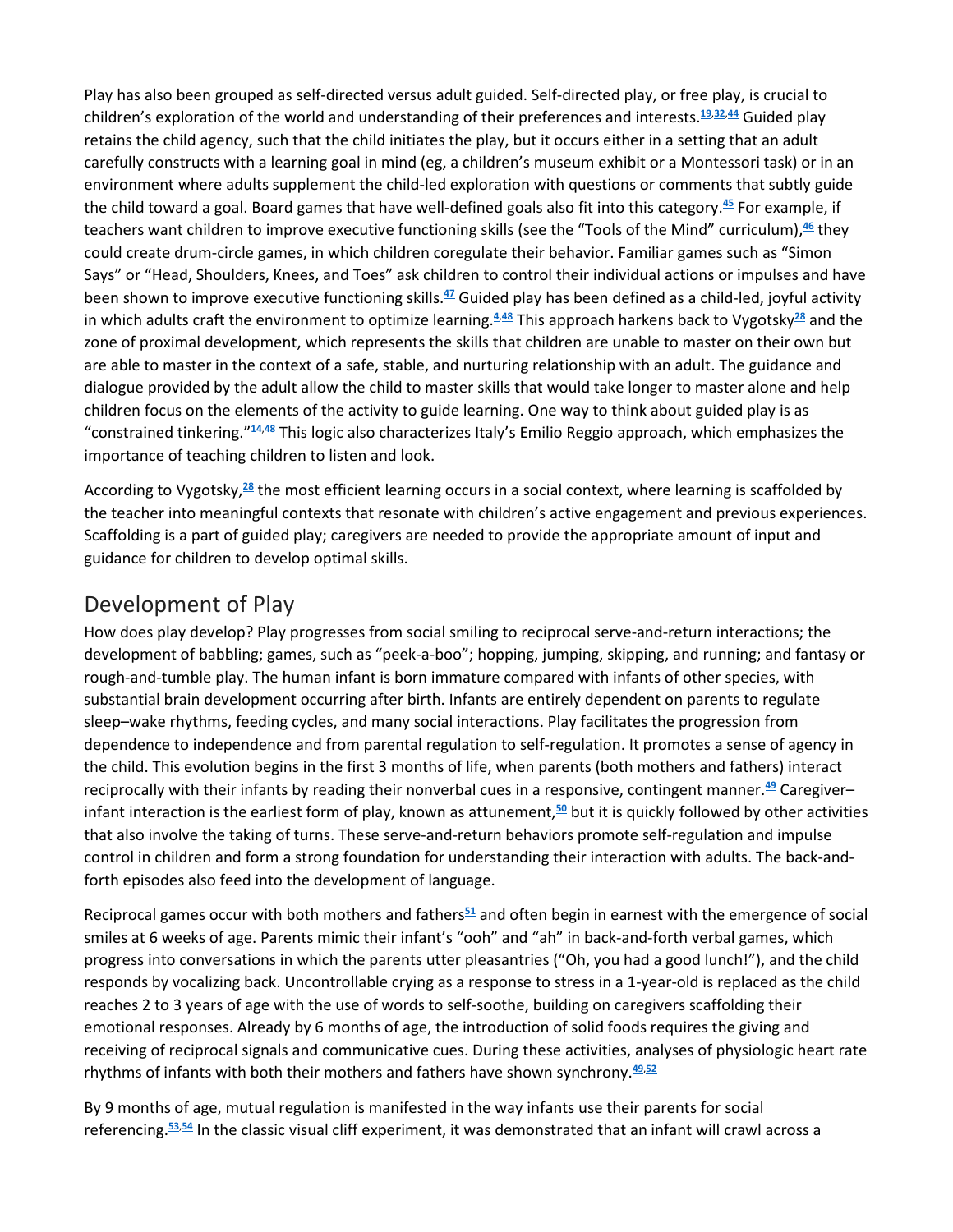Play has also been grouped as self-directed versus adult guided. Self-directed play, or free play, is crucial to children's exploration of the world and understanding of their preferences and interests.[19,32,44] Guided play retains the child agency, such that the child initiates the play, but it occurs either in a setting that an adult carefully constructs with a learning goal in mind (eg, a children's museum exhibit or a Montessori task) or in an environment where adults supplement the child-led exploration with questions or comments that subtly guide the child toward a goal. Board games that have well-defined goals also fit into this category.[45] For example, if teachers want children to improve executive functioning skills (see the "Tools of the Mind" curriculum),[46] they could create drum-circle games, in which children coregulate their behavior. Familiar games such as "Simon Says" or "Head, Shoulders, Knees, and Toes" ask children to control their individual actions or impulses and have been shown to improve executive functioning skills.[47] Guided play has been defined as a child-led, joyful activity in which adults craft the environment to optimize learning.[4,48] This approach harkens back to Vygotsky[28] and the zone of proximal development, which represents the skills that children are unable to master on their own but are able to master in the context of a safe, stable, and nurturing relationship with an adult. The guidance and dialogue provided by the adult allow the child to master skills that would take longer to master alone and help children focus on the elements of the activity to guide learning. One way to think about guided play is as "constrained tinkering."[14,48] This logic also characterizes Italy's Emilio Reggio approach, which emphasizes the importance of teaching children to listen and look.

According to Vygotsky,[28] the most efficient learning occurs in a social context, where learning is scaffolded by the teacher into meaningful contexts that resonate with children's active engagement and previous experiences. Scaffolding is a part of guided play; caregivers are needed to provide the appropriate amount of input and guidance for children to develop optimal skills.

## Development of Play

How does play develop? Play progresses from social smiling to reciprocal serve-and-return interactions; the development of babbling; games, such as "peek-a-boo"; hopping, jumping, skipping, and running; and fantasy or rough-and-tumble play. The human infant is born immature compared with infants of other species, with substantial brain development occurring after birth. Infants are entirely dependent on parents to regulate sleep–wake rhythms, feeding cycles, and many social interactions. Play facilitates the progression from dependence to independence and from parental regulation to self-regulation. It promotes a sense of agency in the child. This evolution begins in the first 3 months of life, when parents (both mothers and fathers) interact reciprocally with their infants by reading their nonverbal cues in a responsive, contingent manner.[49] Caregiver–infant interaction is the earliest form of play, known as attunement,[50] but it is quickly followed by other activities that also involve the taking of turns. These serve-and-return behaviors promote self-regulation and impulse control in children and form a strong foundation for understanding their interaction with adults. The back-and-forth episodes also feed into the development of language.

Reciprocal games occur with both mothers and fathers[51] and often begin in earnest with the emergence of social smiles at 6 weeks of age. Parents mimic their infant's "ooh" and "ah" in back-and-forth verbal games, which progress into conversations in which the parents utter pleasantries ("Oh, you had a good lunch!"), and the child responds by vocalizing back. Uncontrollable crying as a response to stress in a 1-year-old is replaced as the child reaches 2 to 3 years of age with the use of words to self-soothe, building on caregivers scaffolding their emotional responses. Already by 6 months of age, the introduction of solid foods requires the giving and receiving of reciprocal signals and communicative cues. During these activities, analyses of physiologic heart rate rhythms of infants with both their mothers and fathers have shown synchrony.[49,52]

By 9 months of age, mutual regulation is manifested in the way infants use their parents for social referencing.[53,54] In the classic visual cliff experiment, it was demonstrated that an infant will crawl across a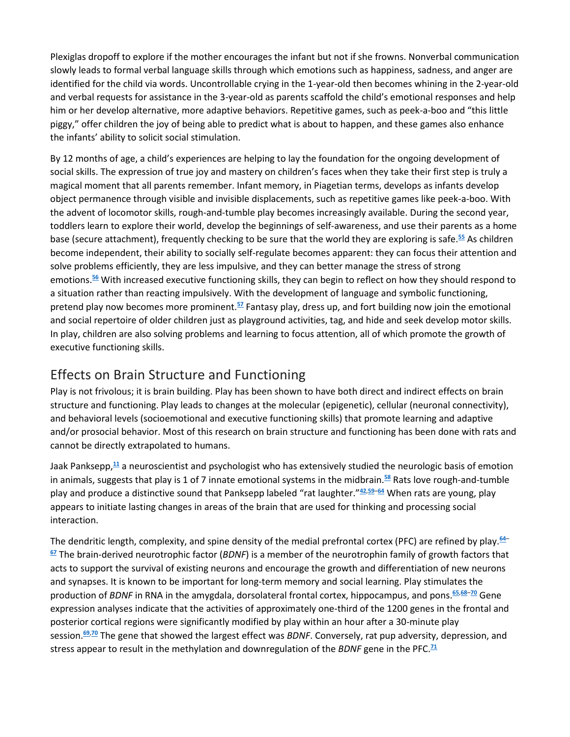Plexiglas dropoff to explore if the mother encourages the infant but not if she frowns. Nonverbal communication slowly leads to formal verbal language skills through which emotions such as happiness, sadness, and anger are identified for the child via words. Uncontrollable crying in the 1-year-old then becomes whining in the 2-year-old and verbal requests for assistance in the 3-year-old as parents scaffold the child's emotional responses and help him or her develop alternative, more adaptive behaviors. Repetitive games, such as peek-a-boo and "this little piggy," offer children the joy of being able to predict what is about to happen, and these games also enhance the infants' ability to solicit social stimulation.

By 12 months of age, a child's experiences are helping to lay the foundation for the ongoing development of social skills. The expression of true joy and mastery on children's faces when they take their first step is truly a magical moment that all parents remember. Infant memory, in Piagetian terms, develops as infants develop object permanence through visible and invisible displacements, such as repetitive games like peek-a-boo. With the advent of locomotor skills, rough-and-tumble play becomes increasingly available. During the second year, toddlers learn to explore their world, develop the beginnings of self-awareness, and use their parents as a home base (secure attachment), frequently checking to be sure that the world they are exploring is safe.[55] As children become independent, their ability to socially self-regulate becomes apparent: they can focus their attention and solve problems efficiently, they are less impulsive, and they can better manage the stress of strong emotions.[56] With increased executive functioning skills, they can begin to reflect on how they should respond to a situation rather than reacting impulsively. With the development of language and symbolic functioning, pretend play now becomes more prominent.[57] Fantasy play, dress up, and fort building now join the emotional and social repertoire of older children just as playground activities, tag, and hide and seek develop motor skills. In play, children are also solving problems and learning to focus attention, all of which promote the growth of executive functioning skills.

## Effects on Brain Structure and Functioning

Play is not frivolous; it is brain building. Play has been shown to have both direct and indirect effects on brain structure and functioning. Play leads to changes at the molecular (epigenetic), cellular (neuronal connectivity), and behavioral levels (socioemotional and executive functioning skills) that promote learning and adaptive and/or prosocial behavior. Most of this research on brain structure and functioning has been done with rats and cannot be directly extrapolated to humans.

Jaak Panksepp,[11] a neuroscientist and psychologist who has extensively studied the neurologic basis of emotion in animals, suggests that play is 1 of 7 innate emotional systems in the midbrain.[58] Rats love rough-and-tumble play and produce a distinctive sound that Panksepp labeled "rat laughter."[42,59–64] When rats are young, play appears to initiate lasting changes in areas of the brain that are used for thinking and processing social interaction.

The dendritic length, complexity, and spine density of the medial prefrontal cortex (PFC) are refined by play.[64–67] The brain-derived neurotrophic factor (*BDNF*) is a member of the neurotrophin family of growth factors that acts to support the survival of existing neurons and encourage the growth and differentiation of new neurons and synapses. It is known to be important for long-term memory and social learning. Play stimulates the production of *BDNF* in RNA in the amygdala, dorsolateral frontal cortex, hippocampus, and pons.[65,68–70] Gene expression analyses indicate that the activities of approximately one-third of the 1200 genes in the frontal and posterior cortical regions were significantly modified by play within an hour after a 30-minute play session.[69,70] The gene that showed the largest effect was *BDNF*. Conversely, rat pup adversity, depression, and stress appear to result in the methylation and downregulation of the *BDNF* gene in the PFC.[71]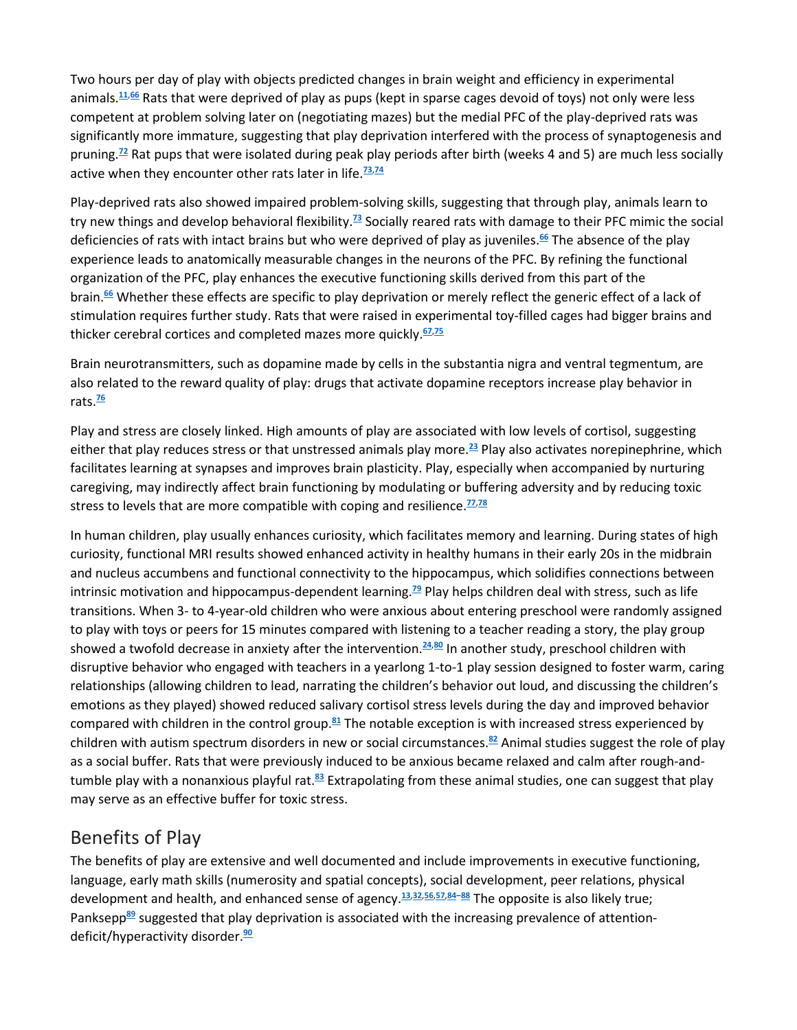Two hours per day of play with objects predicted changes in brain weight and efficiency in experimental animals.[11,66] Rats that were deprived of play as pups (kept in sparse cages devoid of toys) not only were less competent at problem solving later on (negotiating mazes) but the medial PFC of the play-deprived rats was significantly more immature, suggesting that play deprivation interfered with the process of synaptogenesis and pruning.[72] Rat pups that were isolated during peak play periods after birth (weeks 4 and 5) are much less socially active when they encounter other rats later in life.[73,74]

Play-deprived rats also showed impaired problem-solving skills, suggesting that through play, animals learn to try new things and develop behavioral flexibility.[73] Socially reared rats with damage to their PFC mimic the social deficiencies of rats with intact brains but who were deprived of play as juveniles.[66] The absence of the play experience leads to anatomically measurable changes in the neurons of the PFC. By refining the functional organization of the PFC, play enhances the executive functioning skills derived from this part of the brain.[66] Whether these effects are specific to play deprivation or merely reflect the generic effect of a lack of stimulation requires further study. Rats that were raised in experimental toy-filled cages had bigger brains and thicker cerebral cortices and completed mazes more quickly.[67,75]

Brain neurotransmitters, such as dopamine made by cells in the substantia nigra and ventral tegmentum, are also related to the reward quality of play: drugs that activate dopamine receptors increase play behavior in rats.[76]

Play and stress are closely linked. High amounts of play are associated with low levels of cortisol, suggesting either that play reduces stress or that unstressed animals play more.[23] Play also activates norepinephrine, which facilitates learning at synapses and improves brain plasticity. Play, especially when accompanied by nurturing caregiving, may indirectly affect brain functioning by modulating or buffering adversity and by reducing toxic stress to levels that are more compatible with coping and resilience.[77,78]

In human children, play usually enhances curiosity, which facilitates memory and learning. During states of high curiosity, functional MRI results showed enhanced activity in healthy humans in their early 20s in the midbrain and nucleus accumbens and functional connectivity to the hippocampus, which solidifies connections between intrinsic motivation and hippocampus-dependent learning.[79] Play helps children deal with stress, such as life transitions. When 3- to 4-year-old children who were anxious about entering preschool were randomly assigned to play with toys or peers for 15 minutes compared with listening to a teacher reading a story, the play group showed a twofold decrease in anxiety after the intervention.[24,80] In another study, preschool children with disruptive behavior who engaged with teachers in a yearlong 1-to-1 play session designed to foster warm, caring relationships (allowing children to lead, narrating the children's behavior out loud, and discussing the children's emotions as they played) showed reduced salivary cortisol stress levels during the day and improved behavior compared with children in the control group.[81] The notable exception is with increased stress experienced by children with autism spectrum disorders in new or social circumstances.[82] Animal studies suggest the role of play as a social buffer. Rats that were previously induced to be anxious became relaxed and calm after rough-and-tumble play with a nonanxious playful rat.[83] Extrapolating from these animal studies, one can suggest that play may serve as an effective buffer for toxic stress.

## Benefits of Play

The benefits of play are extensive and well documented and include improvements in executive functioning, language, early math skills (numerosity and spatial concepts), social development, peer relations, physical development and health, and enhanced sense of agency.[13,32,56,57,84–88] The opposite is also likely true; Panksepp[89] suggested that play deprivation is associated with the increasing prevalence of attention-deficit/hyperactivity disorder.[90]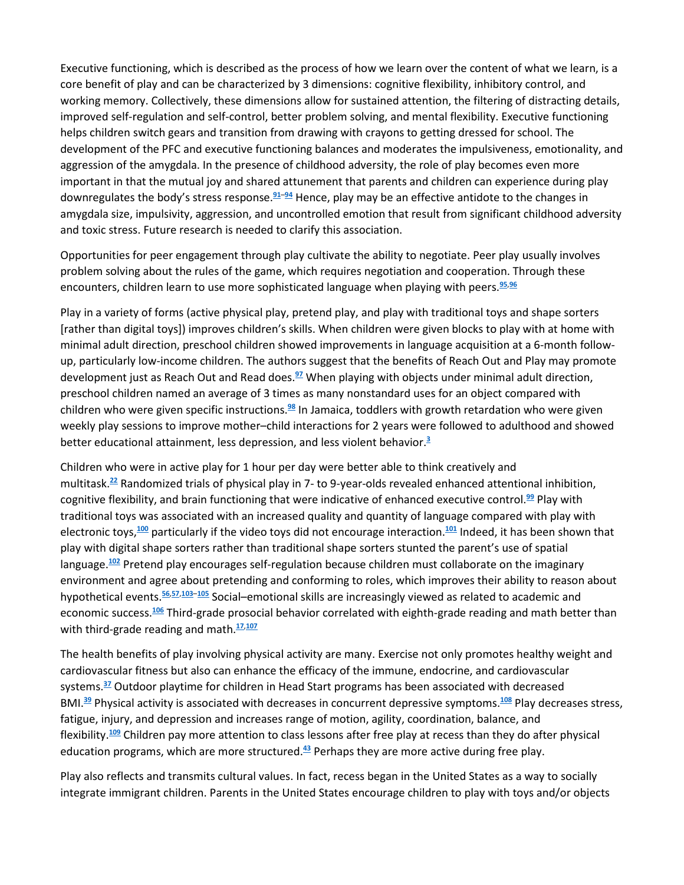Executive functioning, which is described as the process of how we learn over the content of what we learn, is a core benefit of play and can be characterized by 3 dimensions: cognitive flexibility, inhibitory control, and working memory. Collectively, these dimensions allow for sustained attention, the filtering of distracting details, improved self-regulation and self-control, better problem solving, and mental flexibility. Executive functioning helps children switch gears and transition from drawing with crayons to getting dressed for school. The development of the PFC and executive functioning balances and moderates the impulsiveness, emotionality, and aggression of the amygdala. In the presence of childhood adversity, the role of play becomes even more important in that the mutual joy and shared attunement that parents and children can experience during play downregulates the body's stress response.[91–94] Hence, play may be an effective antidote to the changes in amygdala size, impulsivity, aggression, and uncontrolled emotion that result from significant childhood adversity and toxic stress. Future research is needed to clarify this association.

Opportunities for peer engagement through play cultivate the ability to negotiate. Peer play usually involves problem solving about the rules of the game, which requires negotiation and cooperation. Through these encounters, children learn to use more sophisticated language when playing with peers.[95,96]

Play in a variety of forms (active physical play, pretend play, and play with traditional toys and shape sorters [rather than digital toys]) improves children's skills. When children were given blocks to play with at home with minimal adult direction, preschool children showed improvements in language acquisition at a 6-month follow-up, particularly low-income children. The authors suggest that the benefits of Reach Out and Play may promote development just as Reach Out and Read does.[97] When playing with objects under minimal adult direction, preschool children named an average of 3 times as many nonstandard uses for an object compared with children who were given specific instructions.[98] In Jamaica, toddlers with growth retardation who were given weekly play sessions to improve mother–child interactions for 2 years were followed to adulthood and showed better educational attainment, less depression, and less violent behavior.[3]

Children who were in active play for 1 hour per day were better able to think creatively and multitask.[22] Randomized trials of physical play in 7- to 9-year-olds revealed enhanced attentional inhibition, cognitive flexibility, and brain functioning that were indicative of enhanced executive control.[99] Play with traditional toys was associated with an increased quality and quantity of language compared with play with electronic toys,[100] particularly if the video toys did not encourage interaction.[101] Indeed, it has been shown that play with digital shape sorters rather than traditional shape sorters stunted the parent's use of spatial language.[102] Pretend play encourages self-regulation because children must collaborate on the imaginary environment and agree about pretending and conforming to roles, which improves their ability to reason about hypothetical events.[56,57,103–105] Social–emotional skills are increasingly viewed as related to academic and economic success.[106] Third-grade prosocial behavior correlated with eighth-grade reading and math better than with third-grade reading and math.[17,107]

The health benefits of play involving physical activity are many. Exercise not only promotes healthy weight and cardiovascular fitness but also can enhance the efficacy of the immune, endocrine, and cardiovascular systems.[37] Outdoor playtime for children in Head Start programs has been associated with decreased BMI.[39] Physical activity is associated with decreases in concurrent depressive symptoms.[108] Play decreases stress, fatigue, injury, and depression and increases range of motion, agility, coordination, balance, and flexibility.[109] Children pay more attention to class lessons after free play at recess than they do after physical education programs, which are more structured.[43] Perhaps they are more active during free play.

Play also reflects and transmits cultural values. In fact, recess began in the United States as a way to socially integrate immigrant children. Parents in the United States encourage children to play with toys and/or objects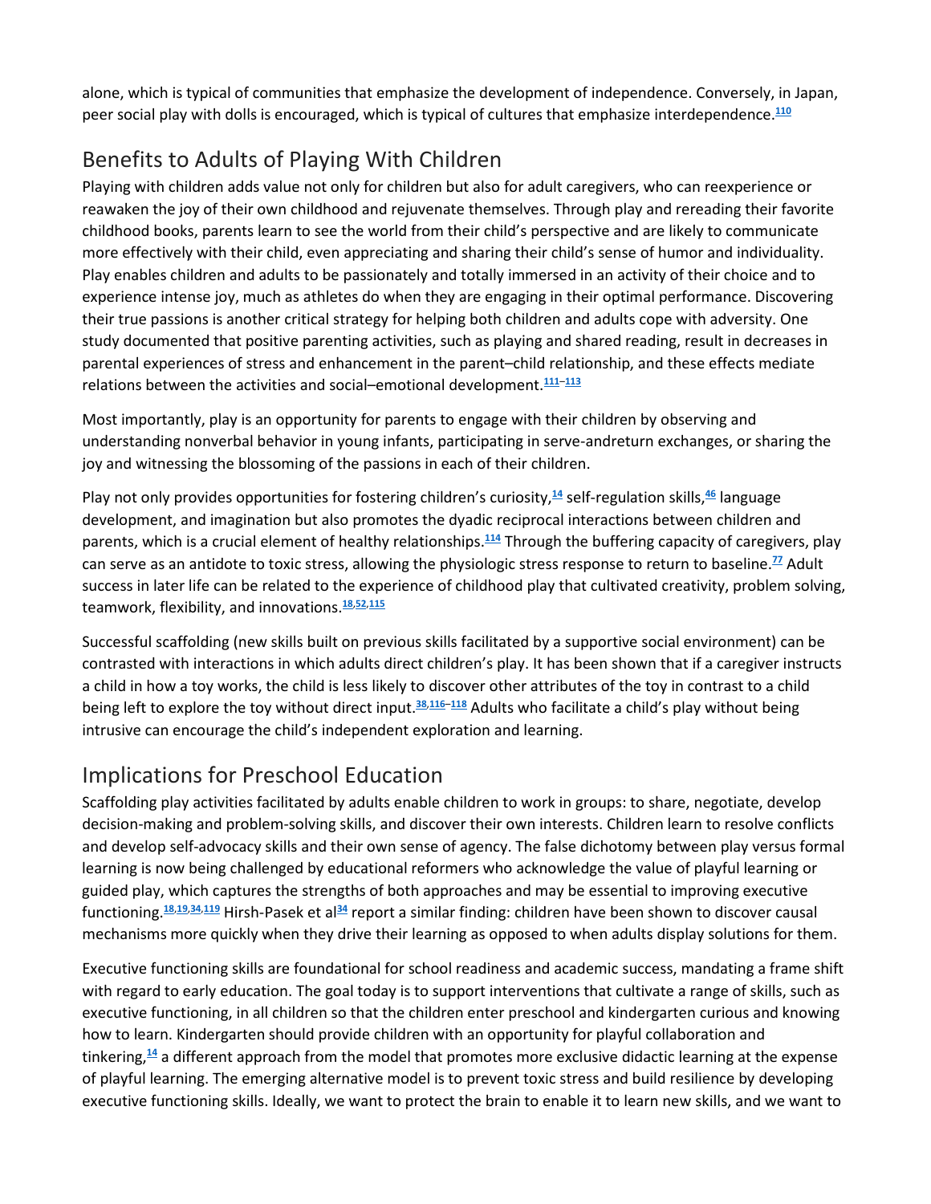alone, which is typical of communities that emphasize the development of independence. Conversely, in Japan, peer social play with dolls is encouraged, which is typical of cultures that emphasize interdependence.[110]

## Benefits to Adults of Playing With Children

Playing with children adds value not only for children but also for adult caregivers, who can reexperience or reawaken the joy of their own childhood and rejuvenate themselves. Through play and rereading their favorite childhood books, parents learn to see the world from their child's perspective and are likely to communicate more effectively with their child, even appreciating and sharing their child's sense of humor and individuality. Play enables children and adults to be passionately and totally immersed in an activity of their choice and to experience intense joy, much as athletes do when they are engaging in their optimal performance. Discovering their true passions is another critical strategy for helping both children and adults cope with adversity. One study documented that positive parenting activities, such as playing and shared reading, result in decreases in parental experiences of stress and enhancement in the parent–child relationship, and these effects mediate relations between the activities and social–emotional development.[111–113]

Most importantly, play is an opportunity for parents to engage with their children by observing and understanding nonverbal behavior in young infants, participating in serve-andreturn exchanges, or sharing the joy and witnessing the blossoming of the passions in each of their children.

Play not only provides opportunities for fostering children's curiosity,[14] self-regulation skills,[46] language development, and imagination but also promotes the dyadic reciprocal interactions between children and parents, which is a crucial element of healthy relationships.[114] Through the buffering capacity of caregivers, play can serve as an antidote to toxic stress, allowing the physiologic stress response to return to baseline.[77] Adult success in later life can be related to the experience of childhood play that cultivated creativity, problem solving, teamwork, flexibility, and innovations.[18,52,115]

Successful scaffolding (new skills built on previous skills facilitated by a supportive social environment) can be contrasted with interactions in which adults direct children's play. It has been shown that if a caregiver instructs a child in how a toy works, the child is less likely to discover other attributes of the toy in contrast to a child being left to explore the toy without direct input.[38,116–118] Adults who facilitate a child's play without being intrusive can encourage the child's independent exploration and learning.

## Implications for Preschool Education

Scaffolding play activities facilitated by adults enable children to work in groups: to share, negotiate, develop decision-making and problem-solving skills, and discover their own interests. Children learn to resolve conflicts and develop self-advocacy skills and their own sense of agency. The false dichotomy between play versus formal learning is now being challenged by educational reformers who acknowledge the value of playful learning or guided play, which captures the strengths of both approaches and may be essential to improving executive functioning.[18,19,34,119] Hirsh-Pasek et al[34] report a similar finding: children have been shown to discover causal mechanisms more quickly when they drive their learning as opposed to when adults display solutions for them.

Executive functioning skills are foundational for school readiness and academic success, mandating a frame shift with regard to early education. The goal today is to support interventions that cultivate a range of skills, such as executive functioning, in all children so that the children enter preschool and kindergarten curious and knowing how to learn. Kindergarten should provide children with an opportunity for playful collaboration and tinkering,[14] a different approach from the model that promotes more exclusive didactic learning at the expense of playful learning. The emerging alternative model is to prevent toxic stress and build resilience by developing executive functioning skills. Ideally, we want to protect the brain to enable it to learn new skills, and we want to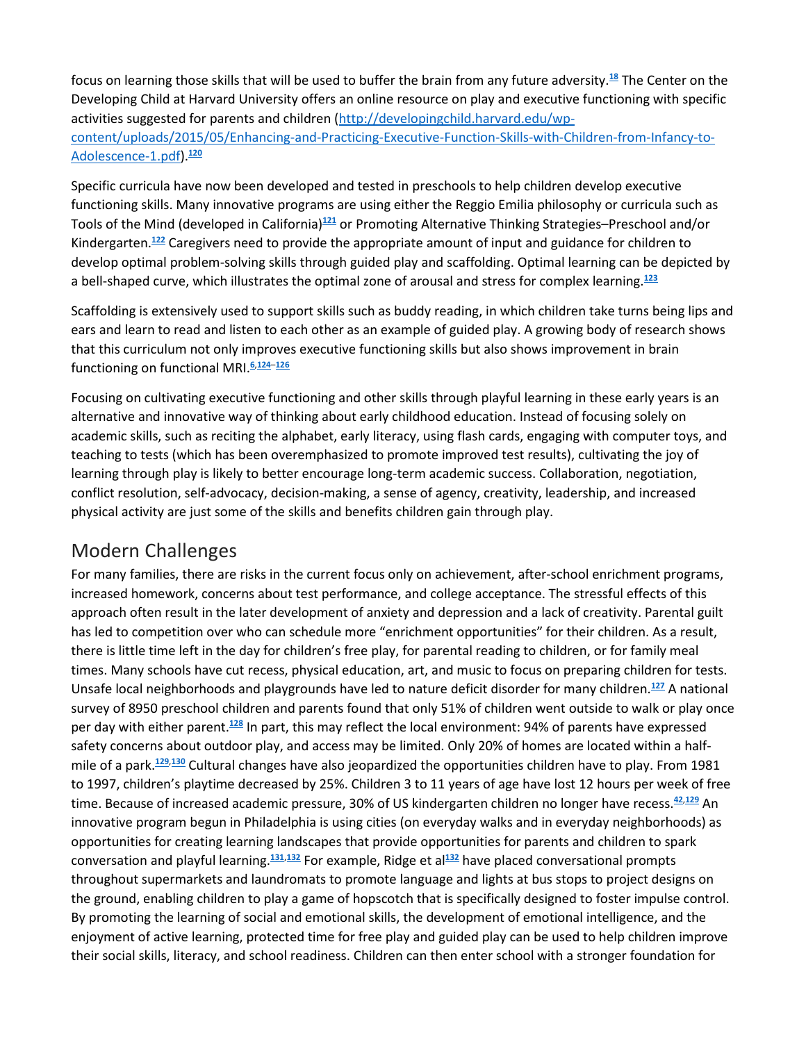focus on learning those skills that will be used to buffer the brain from any future adversity.[18] The Center on the Developing Child at Harvard University offers an online resource on play and executive functioning with specific activities suggested for parents and children (http://developingchild.harvard.edu/wp-content/uploads/2015/05/Enhancing-and-Practicing-Executive-Function-Skills-with-Children-from-Infancy-to-Adolescence-1.pdf).[120]

Specific curricula have now been developed and tested in preschools to help children develop executive functioning skills. Many innovative programs are using either the Reggio Emilia philosophy or curricula such as Tools of the Mind (developed in California)[121] or Promoting Alternative Thinking Strategies–Preschool and/or Kindergarten.[122] Caregivers need to provide the appropriate amount of input and guidance for children to develop optimal problem-solving skills through guided play and scaffolding. Optimal learning can be depicted by a bell-shaped curve, which illustrates the optimal zone of arousal and stress for complex learning.[123]

Scaffolding is extensively used to support skills such as buddy reading, in which children take turns being lips and ears and learn to read and listen to each other as an example of guided play. A growing body of research shows that this curriculum not only improves executive functioning skills but also shows improvement in brain functioning on functional MRI.[6,124–126]

Focusing on cultivating executive functioning and other skills through playful learning in these early years is an alternative and innovative way of thinking about early childhood education. Instead of focusing solely on academic skills, such as reciting the alphabet, early literacy, using flash cards, engaging with computer toys, and teaching to tests (which has been overemphasized to promote improved test results), cultivating the joy of learning through play is likely to better encourage long-term academic success. Collaboration, negotiation, conflict resolution, self-advocacy, decision-making, a sense of agency, creativity, leadership, and increased physical activity are just some of the skills and benefits children gain through play.

## Modern Challenges

For many families, there are risks in the current focus only on achievement, after-school enrichment programs, increased homework, concerns about test performance, and college acceptance. The stressful effects of this approach often result in the later development of anxiety and depression and a lack of creativity. Parental guilt has led to competition over who can schedule more "enrichment opportunities" for their children. As a result, there is little time left in the day for children's free play, for parental reading to children, or for family meal times. Many schools have cut recess, physical education, art, and music to focus on preparing children for tests. Unsafe local neighborhoods and playgrounds have led to nature deficit disorder for many children.[127] A national survey of 8950 preschool children and parents found that only 51% of children went outside to walk or play once per day with either parent.[128] In part, this may reflect the local environment: 94% of parents have expressed safety concerns about outdoor play, and access may be limited. Only 20% of homes are located within a half-mile of a park.[129,130] Cultural changes have also jeopardized the opportunities children have to play. From 1981 to 1997, children's playtime decreased by 25%. Children 3 to 11 years of age have lost 12 hours per week of free time. Because of increased academic pressure, 30% of US kindergarten children no longer have recess.[42,129] An innovative program begun in Philadelphia is using cities (on everyday walks and in everyday neighborhoods) as opportunities for creating learning landscapes that provide opportunities for parents and children to spark conversation and playful learning.[131,132] For example, Ridge et al[132] have placed conversational prompts throughout supermarkets and laundromats to promote language and lights at bus stops to project designs on the ground, enabling children to play a game of hopscotch that is specifically designed to foster impulse control. By promoting the learning of social and emotional skills, the development of emotional intelligence, and the enjoyment of active learning, protected time for free play and guided play can be used to help children improve their social skills, literacy, and school readiness. Children can then enter school with a stronger foundation for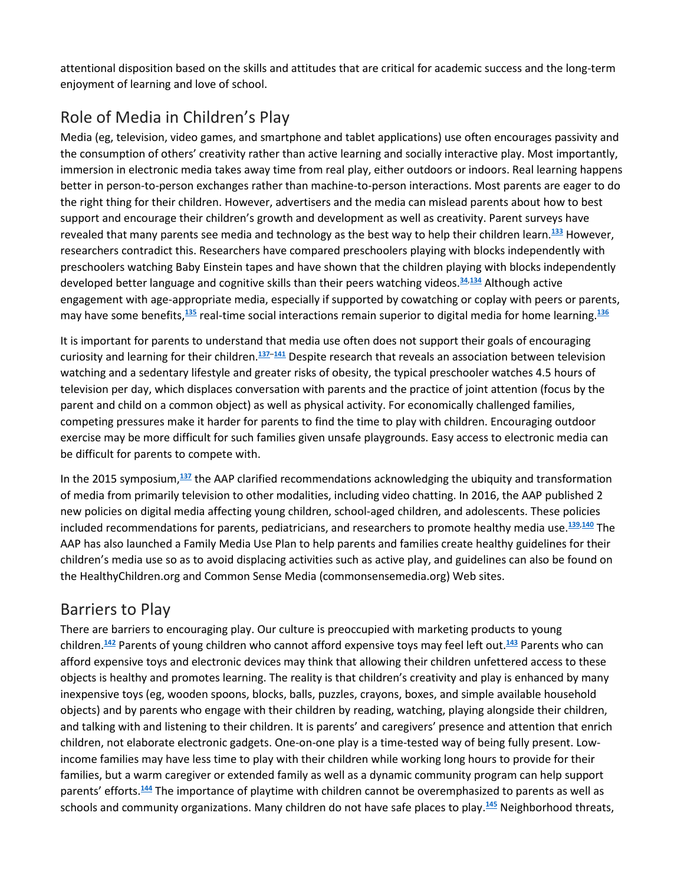attentional disposition based on the skills and attitudes that are critical for academic success and the long-term enjoyment of learning and love of school.

## Role of Media in Children's Play

Media (eg, television, video games, and smartphone and tablet applications) use often encourages passivity and the consumption of others' creativity rather than active learning and socially interactive play. Most importantly, immersion in electronic media takes away time from real play, either outdoors or indoors. Real learning happens better in person-to-person exchanges rather than machine-to-person interactions. Most parents are eager to do the right thing for their children. However, advertisers and the media can mislead parents about how to best support and encourage their children's growth and development as well as creativity. Parent surveys have revealed that many parents see media and technology as the best way to help their children learn.[133] However, researchers contradict this. Researchers have compared preschoolers playing with blocks independently with preschoolers watching Baby Einstein tapes and have shown that the children playing with blocks independently developed better language and cognitive skills than their peers watching videos.[34,134] Although active engagement with age-appropriate media, especially if supported by cowatching or coplay with peers or parents, may have some benefits,[135] real-time social interactions remain superior to digital media for home learning.[136]

It is important for parents to understand that media use often does not support their goals of encouraging curiosity and learning for their children.[137–141] Despite research that reveals an association between television watching and a sedentary lifestyle and greater risks of obesity, the typical preschooler watches 4.5 hours of television per day, which displaces conversation with parents and the practice of joint attention (focus by the parent and child on a common object) as well as physical activity. For economically challenged families, competing pressures make it harder for parents to find the time to play with children. Encouraging outdoor exercise may be more difficult for such families given unsafe playgrounds. Easy access to electronic media can be difficult for parents to compete with.

In the 2015 symposium,[137] the AAP clarified recommendations acknowledging the ubiquity and transformation of media from primarily television to other modalities, including video chatting. In 2016, the AAP published 2 new policies on digital media affecting young children, school-aged children, and adolescents. These policies included recommendations for parents, pediatricians, and researchers to promote healthy media use.[139,140] The AAP has also launched a Family Media Use Plan to help parents and families create healthy guidelines for their children's media use so as to avoid displacing activities such as active play, and guidelines can also be found on the HealthyChildren.org and Common Sense Media (commonsensemedia.org) Web sites.

## Barriers to Play

There are barriers to encouraging play. Our culture is preoccupied with marketing products to young children.[142] Parents of young children who cannot afford expensive toys may feel left out.[143] Parents who can afford expensive toys and electronic devices may think that allowing their children unfettered access to these objects is healthy and promotes learning. The reality is that children's creativity and play is enhanced by many inexpensive toys (eg, wooden spoons, blocks, balls, puzzles, crayons, boxes, and simple available household objects) and by parents who engage with their children by reading, watching, playing alongside their children, and talking with and listening to their children. It is parents' and caregivers' presence and attention that enrich children, not elaborate electronic gadgets. One-on-one play is a time-tested way of being fully present. Low-income families may have less time to play with their children while working long hours to provide for their families, but a warm caregiver or extended family as well as a dynamic community program can help support parents' efforts.[144] The importance of playtime with children cannot be overemphasized to parents as well as schools and community organizations. Many children do not have safe places to play.[145] Neighborhood threats,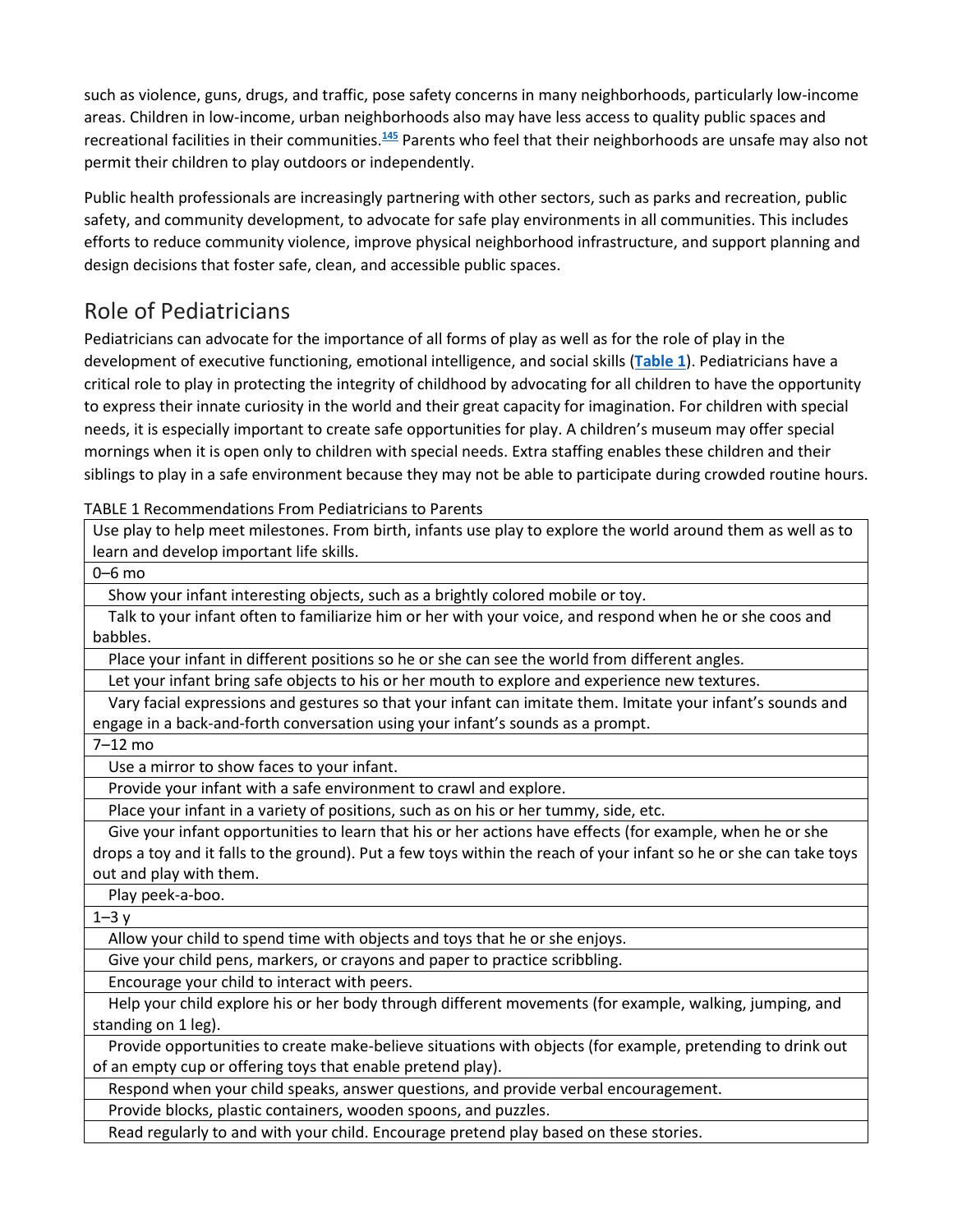such as violence, guns, drugs, and traffic, pose safety concerns in many neighborhoods, particularly low-income areas. Children in low-income, urban neighborhoods also may have less access to quality public spaces and recreational facilities in their communities.[145] Parents who feel that their neighborhoods are unsafe may also not permit their children to play outdoors or independently.

Public health professionals are increasingly partnering with other sectors, such as parks and recreation, public safety, and community development, to advocate for safe play environments in all communities. This includes efforts to reduce community violence, improve physical neighborhood infrastructure, and support planning and design decisions that foster safe, clean, and accessible public spaces.

## Role of Pediatricians

Pediatricians can advocate for the importance of all forms of play as well as for the role of play in the development of executive functioning, emotional intelligence, and social skills (**Table 1**). Pediatricians have a critical role to play in protecting the integrity of childhood by advocating for all children to have the opportunity to express their innate curiosity in the world and their great capacity for imagination. For children with special needs, it is especially important to create safe opportunities for play. A children's museum may offer special mornings when it is open only to children with special needs. Extra staffing enables these children and their siblings to play in a safe environment because they may not be able to participate during crowded routine hours.

TABLE 1 Recommendations From Pediatricians to Parents

| Use play to help meet milestones. From birth, infants use play to explore the world around them as well as to learn and develop important life skills. |
|---|
| 0–6 mo |
| Show your infant interesting objects, such as a brightly colored mobile or toy. |
| Talk to your infant often to familiarize him or her with your voice, and respond when he or she coos and babbles. |
| Place your infant in different positions so he or she can see the world from different angles. |
| Let your infant bring safe objects to his or her mouth to explore and experience new textures. |
| Vary facial expressions and gestures so that your infant can imitate them. Imitate your infant's sounds and engage in a back-and-forth conversation using your infant's sounds as a prompt. |
| 7–12 mo |
| Use a mirror to show faces to your infant. |
| Provide your infant with a safe environment to crawl and explore. |
| Place your infant in a variety of positions, such as on his or her tummy, side, etc. |
| Give your infant opportunities to learn that his or her actions have effects (for example, when he or she drops a toy and it falls to the ground). Put a few toys within the reach of your infant so he or she can take toys out and play with them. |
| Play peek-a-boo. |
| 1–3 y |
| Allow your child to spend time with objects and toys that he or she enjoys. |
| Give your child pens, markers, or crayons and paper to practice scribbling. |
| Encourage your child to interact with peers. |
| Help your child explore his or her body through different movements (for example, walking, jumping, and standing on 1 leg). |
| Provide opportunities to create make-believe situations with objects (for example, pretending to drink out of an empty cup or offering toys that enable pretend play). |
| Respond when your child speaks, answer questions, and provide verbal encouragement. |
| Provide blocks, plastic containers, wooden spoons, and puzzles. |
| Read regularly to and with your child. Encourage pretend play based on these stories. |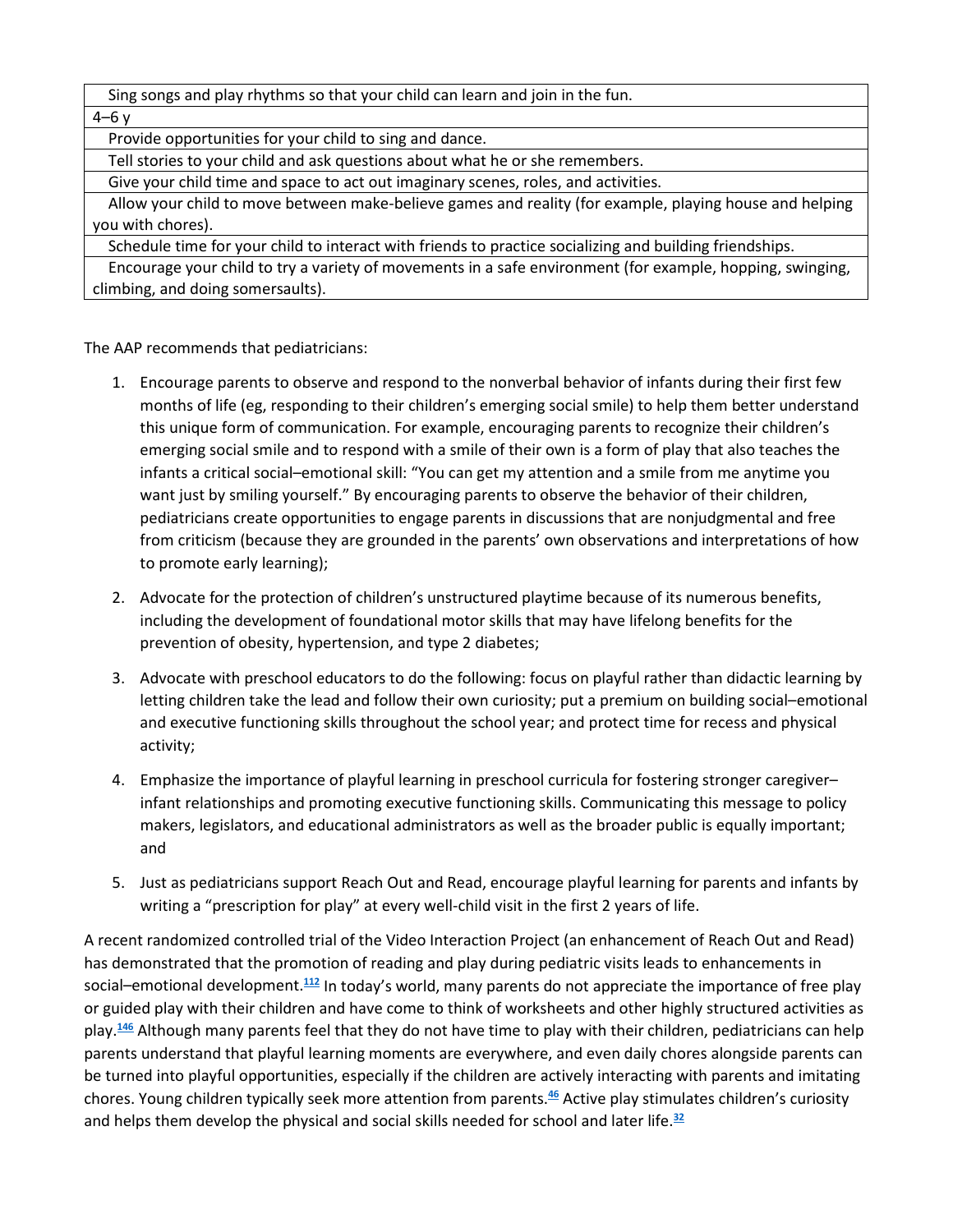| |
|---|
| Sing songs and play rhythms so that your child can learn and join in the fun. |
| 4–6 y |
| Provide opportunities for your child to sing and dance. |
| Tell stories to your child and ask questions about what he or she remembers. |
| Give your child time and space to act out imaginary scenes, roles, and activities. |
| Allow your child to move between make-believe games and reality (for example, playing house and helping you with chores). |
| Schedule time for your child to interact with friends to practice socializing and building friendships. |
| Encourage your child to try a variety of movements in a safe environment (for example, hopping, swinging, climbing, and doing somersaults). |

The AAP recommends that pediatricians:

1. Encourage parents to observe and respond to the nonverbal behavior of infants during their first few months of life (eg, responding to their children's emerging social smile) to help them better understand this unique form of communication. For example, encouraging parents to recognize their children's emerging social smile and to respond with a smile of their own is a form of play that also teaches the infants a critical social–emotional skill: "You can get my attention and a smile from me anytime you want just by smiling yourself." By encouraging parents to observe the behavior of their children, pediatricians create opportunities to engage parents in discussions that are nonjudgmental and free from criticism (because they are grounded in the parents' own observations and interpretations of how to promote early learning);

2. Advocate for the protection of children's unstructured playtime because of its numerous benefits, including the development of foundational motor skills that may have lifelong benefits for the prevention of obesity, hypertension, and type 2 diabetes;

3. Advocate with preschool educators to do the following: focus on playful rather than didactic learning by letting children take the lead and follow their own curiosity; put a premium on building social–emotional and executive functioning skills throughout the school year; and protect time for recess and physical activity;

4. Emphasize the importance of playful learning in preschool curricula for fostering stronger caregiver–infant relationships and promoting executive functioning skills. Communicating this message to policy makers, legislators, and educational administrators as well as the broader public is equally important; and

5. Just as pediatricians support Reach Out and Read, encourage playful learning for parents and infants by writing a "prescription for play" at every well-child visit in the first 2 years of life.

A recent randomized controlled trial of the Video Interaction Project (an enhancement of Reach Out and Read) has demonstrated that the promotion of reading and play during pediatric visits leads to enhancements in social–emotional development.[112] In today's world, many parents do not appreciate the importance of free play or guided play with their children and have come to think of worksheets and other highly structured activities as play.[146] Although many parents feel that they do not have time to play with their children, pediatricians can help parents understand that playful learning moments are everywhere, and even daily chores alongside parents can be turned into playful opportunities, especially if the children are actively interacting with parents and imitating chores. Young children typically seek more attention from parents.[46] Active play stimulates children's curiosity and helps them develop the physical and social skills needed for school and later life.[32]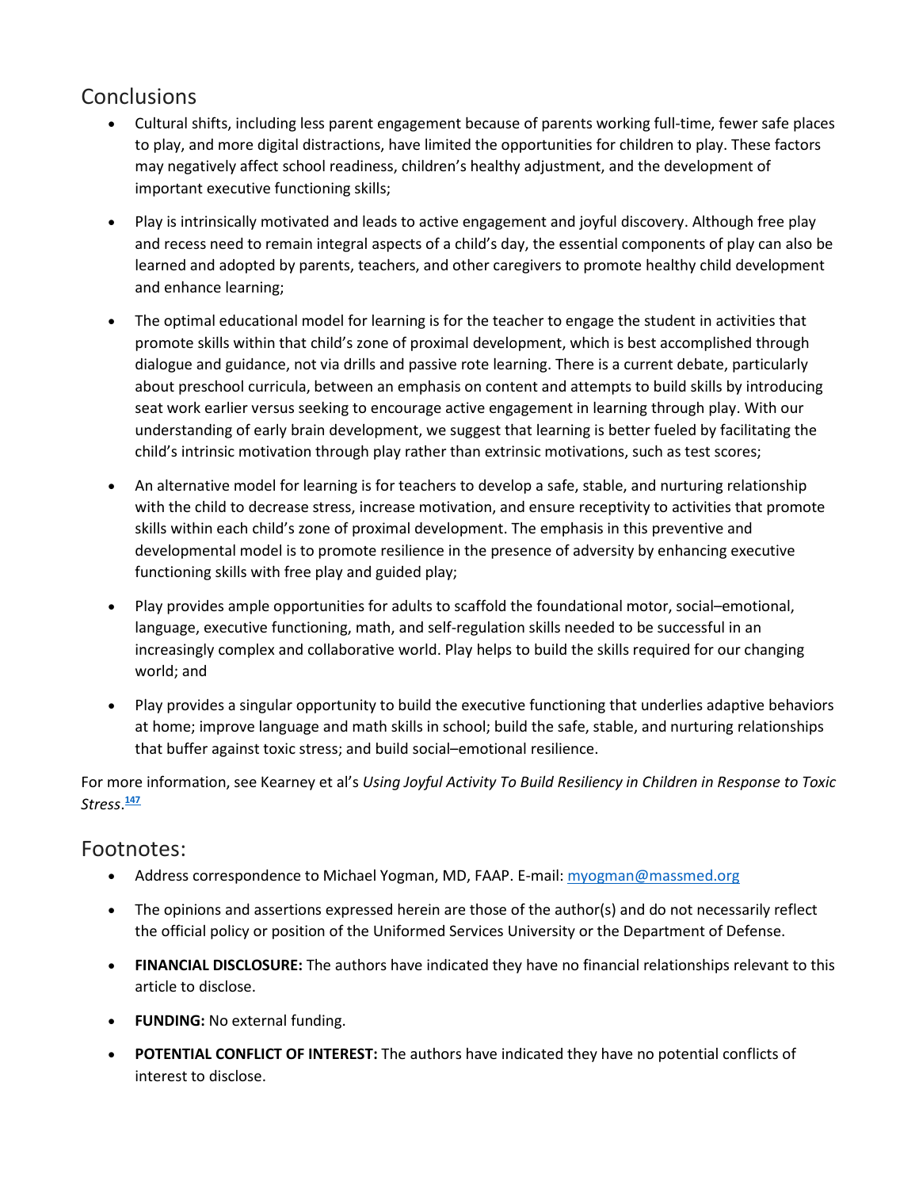## Conclusions

- Cultural shifts, including less parent engagement because of parents working full-time, fewer safe places to play, and more digital distractions, have limited the opportunities for children to play. These factors may negatively affect school readiness, children's healthy adjustment, and the development of important executive functioning skills;
- Play is intrinsically motivated and leads to active engagement and joyful discovery. Although free play and recess need to remain integral aspects of a child's day, the essential components of play can also be learned and adopted by parents, teachers, and other caregivers to promote healthy child development and enhance learning;
- The optimal educational model for learning is for the teacher to engage the student in activities that promote skills within that child's zone of proximal development, which is best accomplished through dialogue and guidance, not via drills and passive rote learning. There is a current debate, particularly about preschool curricula, between an emphasis on content and attempts to build skills by introducing seat work earlier versus seeking to encourage active engagement in learning through play. With our understanding of early brain development, we suggest that learning is better fueled by facilitating the child's intrinsic motivation through play rather than extrinsic motivations, such as test scores;
- An alternative model for learning is for teachers to develop a safe, stable, and nurturing relationship with the child to decrease stress, increase motivation, and ensure receptivity to activities that promote skills within each child's zone of proximal development. The emphasis in this preventive and developmental model is to promote resilience in the presence of adversity by enhancing executive functioning skills with free play and guided play;
- Play provides ample opportunities for adults to scaffold the foundational motor, social–emotional, language, executive functioning, math, and self-regulation skills needed to be successful in an increasingly complex and collaborative world. Play helps to build the skills required for our changing world; and
- Play provides a singular opportunity to build the executive functioning that underlies adaptive behaviors at home; improve language and math skills in school; build the safe, stable, and nurturing relationships that buffer against toxic stress; and build social–emotional resilience.

For more information, see Kearney et al's *Using Joyful Activity To Build Resiliency in Children in Response to Toxic Stress*.[147]

## Footnotes:

- Address correspondence to Michael Yogman, MD, FAAP. E-mail: myogman@massmed.org
- The opinions and assertions expressed herein are those of the author(s) and do not necessarily reflect the official policy or position of the Uniformed Services University or the Department of Defense.
- **FINANCIAL DISCLOSURE:** The authors have indicated they have no financial relationships relevant to this article to disclose.
- **FUNDING:** No external funding.
- **POTENTIAL CONFLICT OF INTEREST:** The authors have indicated they have no potential conflicts of interest to disclose.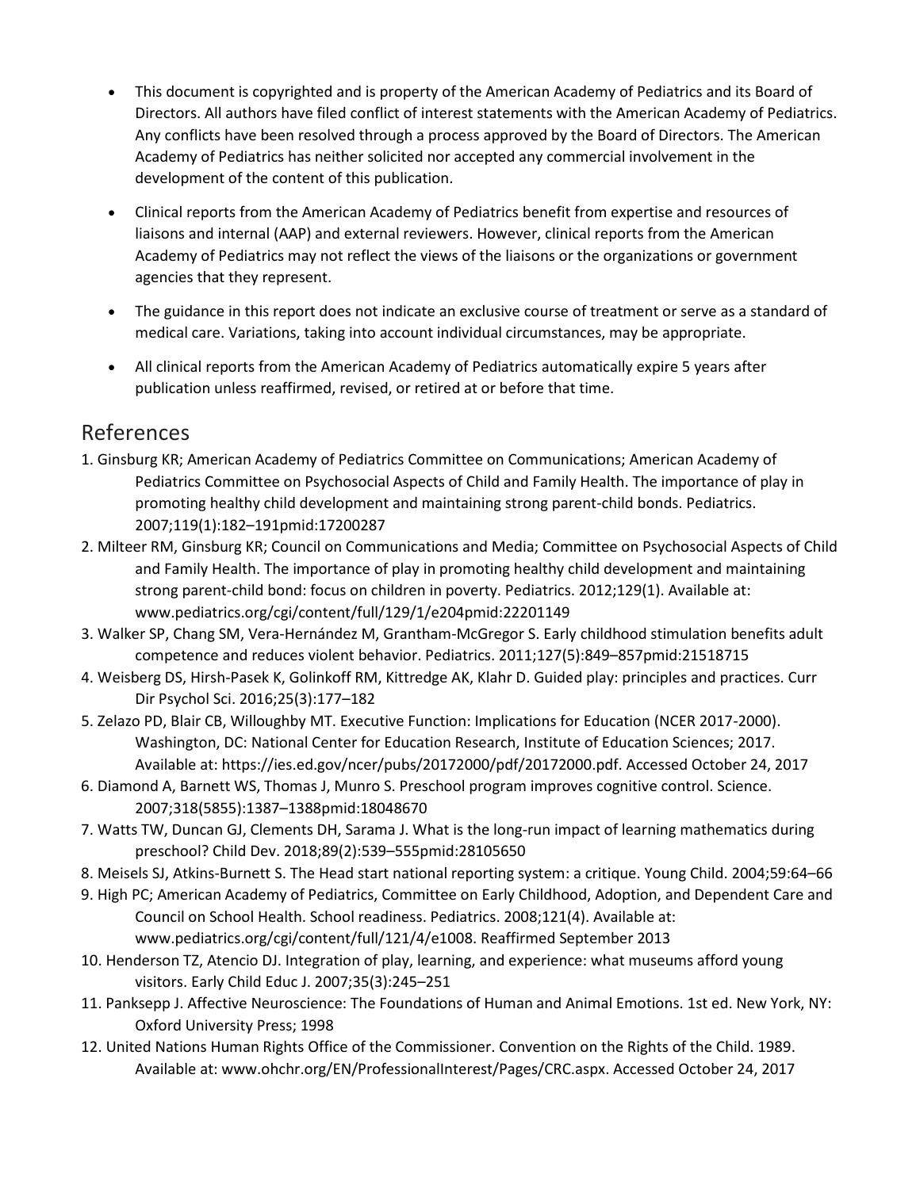- This document is copyrighted and is property of the American Academy of Pediatrics and its Board of Directors. All authors have filed conflict of interest statements with the American Academy of Pediatrics. Any conflicts have been resolved through a process approved by the Board of Directors. The American Academy of Pediatrics has neither solicited nor accepted any commercial involvement in the development of the content of this publication.

- Clinical reports from the American Academy of Pediatrics benefit from expertise and resources of liaisons and internal (AAP) and external reviewers. However, clinical reports from the American Academy of Pediatrics may not reflect the views of the liaisons or the organizations or government agencies that they represent.

- The guidance in this report does not indicate an exclusive course of treatment or serve as a standard of medical care. Variations, taking into account individual circumstances, may be appropriate.

- All clinical reports from the American Academy of Pediatrics automatically expire 5 years after publication unless reaffirmed, revised, or retired at or before that time.

## References

1. Ginsburg KR; American Academy of Pediatrics Committee on Communications; American Academy of Pediatrics Committee on Psychosocial Aspects of Child and Family Health. The importance of play in promoting healthy child development and maintaining strong parent-child bonds. Pediatrics. 2007;119(1):182–191pmid:17200287
2. Milteer RM, Ginsburg KR; Council on Communications and Media; Committee on Psychosocial Aspects of Child and Family Health. The importance of play in promoting healthy child development and maintaining strong parent-child bond: focus on children in poverty. Pediatrics. 2012;129(1). Available at: www.pediatrics.org/cgi/content/full/129/1/e204pmid:22201149
3. Walker SP, Chang SM, Vera-Hernández M, Grantham-McGregor S. Early childhood stimulation benefits adult competence and reduces violent behavior. Pediatrics. 2011;127(5):849–857pmid:21518715
4. Weisberg DS, Hirsh-Pasek K, Golinkoff RM, Kittredge AK, Klahr D. Guided play: principles and practices. Curr Dir Psychol Sci. 2016;25(3):177–182
5. Zelazo PD, Blair CB, Willoughby MT. Executive Function: Implications for Education (NCER 2017-2000). Washington, DC: National Center for Education Research, Institute of Education Sciences; 2017. Available at: https://ies.ed.gov/ncer/pubs/20172000/pdf/20172000.pdf. Accessed October 24, 2017
6. Diamond A, Barnett WS, Thomas J, Munro S. Preschool program improves cognitive control. Science. 2007;318(5855):1387–1388pmid:18048670
7. Watts TW, Duncan GJ, Clements DH, Sarama J. What is the long-run impact of learning mathematics during preschool? Child Dev. 2018;89(2):539–555pmid:28105650
8. Meisels SJ, Atkins-Burnett S. The Head start national reporting system: a critique. Young Child. 2004;59:64–66
9. High PC; American Academy of Pediatrics, Committee on Early Childhood, Adoption, and Dependent Care and Council on School Health. School readiness. Pediatrics. 2008;121(4). Available at: www.pediatrics.org/cgi/content/full/121/4/e1008. Reaffirmed September 2013
10. Henderson TZ, Atencio DJ. Integration of play, learning, and experience: what museums afford young visitors. Early Child Educ J. 2007;35(3):245–251
11. Panksepp J. Affective Neuroscience: The Foundations of Human and Animal Emotions. 1st ed. New York, NY: Oxford University Press; 1998
12. United Nations Human Rights Office of the Commissioner. Convention on the Rights of the Child. 1989. Available at: www.ohchr.org/EN/ProfessionalInterest/Pages/CRC.aspx. Accessed October 24, 2017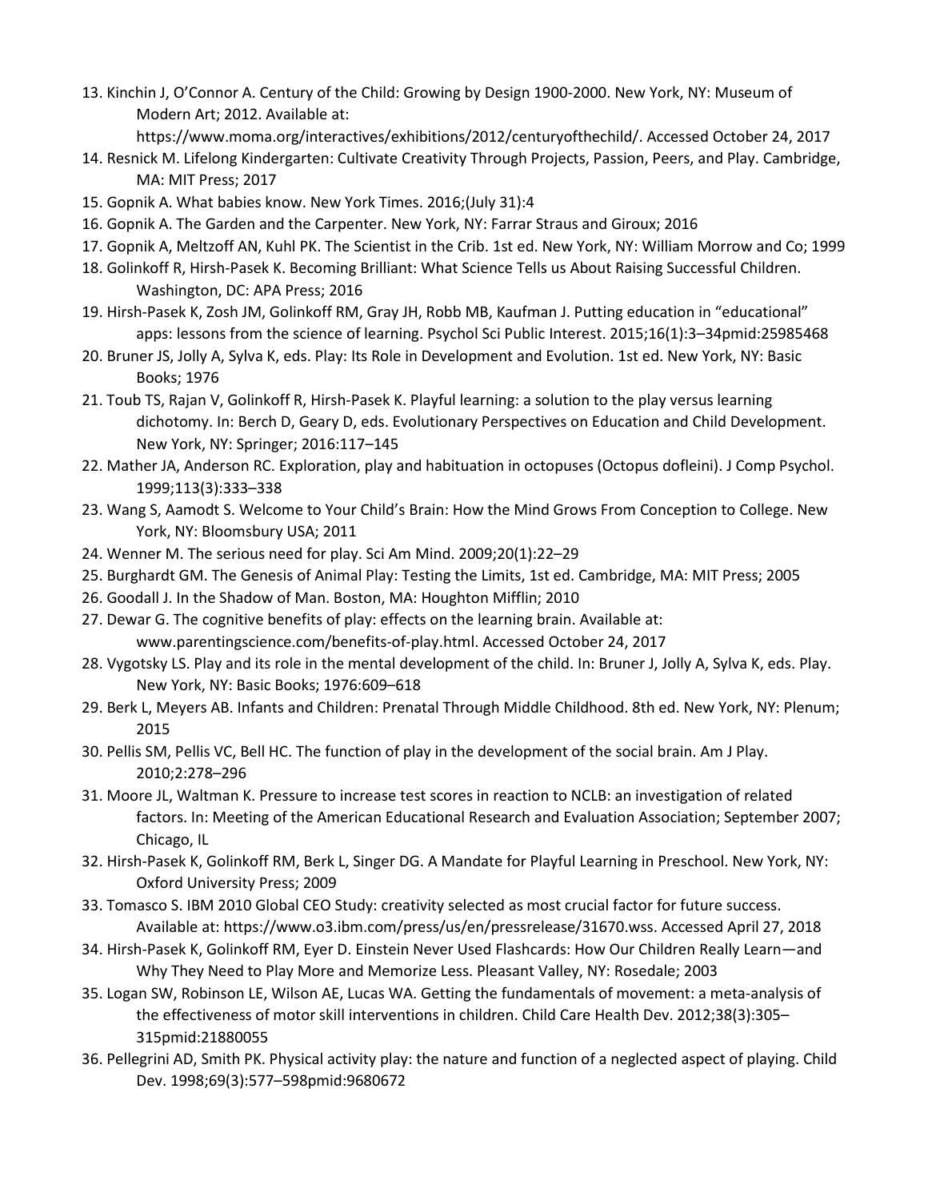13. Kinchin J, O'Connor A. Century of the Child: Growing by Design 1900-2000. New York, NY: Museum of Modern Art; 2012. Available at: https://www.moma.org/interactives/exhibitions/2012/centuryofthechild/. Accessed October 24, 2017
14. Resnick M. Lifelong Kindergarten: Cultivate Creativity Through Projects, Passion, Peers, and Play. Cambridge, MA: MIT Press; 2017
15. Gopnik A. What babies know. New York Times. 2016;(July 31):4
16. Gopnik A. The Garden and the Carpenter. New York, NY: Farrar Straus and Giroux; 2016
17. Gopnik A, Meltzoff AN, Kuhl PK. The Scientist in the Crib. 1st ed. New York, NY: William Morrow and Co; 1999
18. Golinkoff R, Hirsh-Pasek K. Becoming Brilliant: What Science Tells us About Raising Successful Children. Washington, DC: APA Press; 2016
19. Hirsh-Pasek K, Zosh JM, Golinkoff RM, Gray JH, Robb MB, Kaufman J. Putting education in "educational" apps: lessons from the science of learning. Psychol Sci Public Interest. 2015;16(1):3–34pmid:25985468
20. Bruner JS, Jolly A, Sylva K, eds. Play: Its Role in Development and Evolution. 1st ed. New York, NY: Basic Books; 1976
21. Toub TS, Rajan V, Golinkoff R, Hirsh-Pasek K. Playful learning: a solution to the play versus learning dichotomy. In: Berch D, Geary D, eds. Evolutionary Perspectives on Education and Child Development. New York, NY: Springer; 2016:117–145
22. Mather JA, Anderson RC. Exploration, play and habituation in octopuses (Octopus dofleini). J Comp Psychol. 1999;113(3):333–338
23. Wang S, Aamodt S. Welcome to Your Child's Brain: How the Mind Grows From Conception to College. New York, NY: Bloomsbury USA; 2011
24. Wenner M. The serious need for play. Sci Am Mind. 2009;20(1):22–29
25. Burghardt GM. The Genesis of Animal Play: Testing the Limits, 1st ed. Cambridge, MA: MIT Press; 2005
26. Goodall J. In the Shadow of Man. Boston, MA: Houghton Mifflin; 2010
27. Dewar G. The cognitive benefits of play: effects on the learning brain. Available at: www.parentingscience.com/benefits-of-play.html. Accessed October 24, 2017
28. Vygotsky LS. Play and its role in the mental development of the child. In: Bruner J, Jolly A, Sylva K, eds. Play. New York, NY: Basic Books; 1976:609–618
29. Berk L, Meyers AB. Infants and Children: Prenatal Through Middle Childhood. 8th ed. New York, NY: Plenum; 2015
30. Pellis SM, Pellis VC, Bell HC. The function of play in the development of the social brain. Am J Play. 2010;2:278–296
31. Moore JL, Waltman K. Pressure to increase test scores in reaction to NCLB: an investigation of related factors. In: Meeting of the American Educational Research and Evaluation Association; September 2007; Chicago, IL
32. Hirsh-Pasek K, Golinkoff RM, Berk L, Singer DG. A Mandate for Playful Learning in Preschool. New York, NY: Oxford University Press; 2009
33. Tomasco S. IBM 2010 Global CEO Study: creativity selected as most crucial factor for future success. Available at: https://www.o3.ibm.com/press/us/en/pressrelease/31670.wss. Accessed April 27, 2018
34. Hirsh-Pasek K, Golinkoff RM, Eyer D. Einstein Never Used Flashcards: How Our Children Really Learn—and Why They Need to Play More and Memorize Less. Pleasant Valley, NY: Rosedale; 2003
35. Logan SW, Robinson LE, Wilson AE, Lucas WA. Getting the fundamentals of movement: a meta-analysis of the effectiveness of motor skill interventions in children. Child Care Health Dev. 2012;38(3):305–315pmid:21880055
36. Pellegrini AD, Smith PK. Physical activity play: the nature and function of a neglected aspect of playing. Child Dev. 1998;69(3):577–598pmid:9680672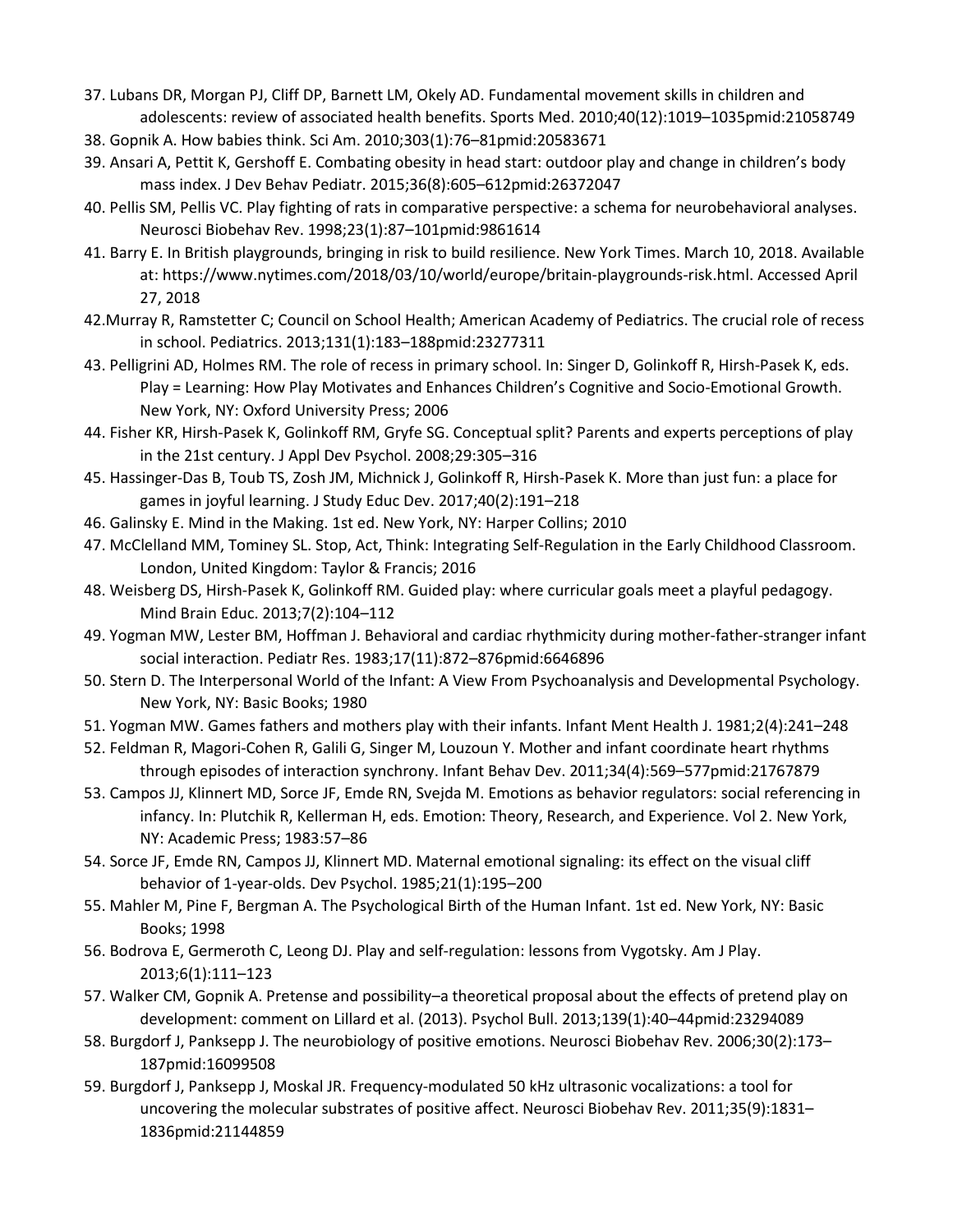37. Lubans DR, Morgan PJ, Cliff DP, Barnett LM, Okely AD. Fundamental movement skills in children and adolescents: review of associated health benefits. Sports Med. 2010;40(12):1019–1035pmid:21058749
38. Gopnik A. How babies think. Sci Am. 2010;303(1):76–81pmid:20583671
39. Ansari A, Pettit K, Gershoff E. Combating obesity in head start: outdoor play and change in children's body mass index. J Dev Behav Pediatr. 2015;36(8):605–612pmid:26372047
40. Pellis SM, Pellis VC. Play fighting of rats in comparative perspective: a schema for neurobehavioral analyses. Neurosci Biobehav Rev. 1998;23(1):87–101pmid:9861614
41. Barry E. In British playgrounds, bringing in risk to build resilience. New York Times. March 10, 2018. Available at: https://www.nytimes.com/2018/03/10/world/europe/britain-playgrounds-risk.html. Accessed April 27, 2018
42. Murray R, Ramstetter C; Council on School Health; American Academy of Pediatrics. The crucial role of recess in school. Pediatrics. 2013;131(1):183–188pmid:23277311
43. Pelligrini AD, Holmes RM. The role of recess in primary school. In: Singer D, Golinkoff R, Hirsh-Pasek K, eds. Play = Learning: How Play Motivates and Enhances Children's Cognitive and Socio-Emotional Growth. New York, NY: Oxford University Press; 2006
44. Fisher KR, Hirsh-Pasek K, Golinkoff RM, Gryfe SG. Conceptual split? Parents and experts perceptions of play in the 21st century. J Appl Dev Psychol. 2008;29:305–316
45. Hassinger-Das B, Toub TS, Zosh JM, Michnick J, Golinkoff R, Hirsh-Pasek K. More than just fun: a place for games in joyful learning. J Study Educ Dev. 2017;40(2):191–218
46. Galinsky E. Mind in the Making. 1st ed. New York, NY: Harper Collins; 2010
47. McClelland MM, Tominey SL. Stop, Act, Think: Integrating Self-Regulation in the Early Childhood Classroom. London, United Kingdom: Taylor & Francis; 2016
48. Weisberg DS, Hirsh-Pasek K, Golinkoff RM. Guided play: where curricular goals meet a playful pedagogy. Mind Brain Educ. 2013;7(2):104–112
49. Yogman MW, Lester BM, Hoffman J. Behavioral and cardiac rhythmicity during mother-father-stranger infant social interaction. Pediatr Res. 1983;17(11):872–876pmid:6646896
50. Stern D. The Interpersonal World of the Infant: A View From Psychoanalysis and Developmental Psychology. New York, NY: Basic Books; 1980
51. Yogman MW. Games fathers and mothers play with their infants. Infant Ment Health J. 1981;2(4):241–248
52. Feldman R, Magori-Cohen R, Galili G, Singer M, Louzoun Y. Mother and infant coordinate heart rhythms through episodes of interaction synchrony. Infant Behav Dev. 2011;34(4):569–577pmid:21767879
53. Campos JJ, Klinnert MD, Sorce JF, Emde RN, Svejda M. Emotions as behavior regulators: social referencing in infancy. In: Plutchik R, Kellerman H, eds. Emotion: Theory, Research, and Experience. Vol 2. New York, NY: Academic Press; 1983:57–86
54. Sorce JF, Emde RN, Campos JJ, Klinnert MD. Maternal emotional signaling: its effect on the visual cliff behavior of 1-year-olds. Dev Psychol. 1985;21(1):195–200
55. Mahler M, Pine F, Bergman A. The Psychological Birth of the Human Infant. 1st ed. New York, NY: Basic Books; 1998
56. Bodrova E, Germeroth C, Leong DJ. Play and self-regulation: lessons from Vygotsky. Am J Play. 2013;6(1):111–123
57. Walker CM, Gopnik A. Pretense and possibility–a theoretical proposal about the effects of pretend play on development: comment on Lillard et al. (2013). Psychol Bull. 2013;139(1):40–44pmid:23294089
58. Burgdorf J, Panksepp J. The neurobiology of positive emotions. Neurosci Biobehav Rev. 2006;30(2):173–187pmid:16099508
59. Burgdorf J, Panksepp J, Moskal JR. Frequency-modulated 50 kHz ultrasonic vocalizations: a tool for uncovering the molecular substrates of positive affect. Neurosci Biobehav Rev. 2011;35(9):1831–1836pmid:21144859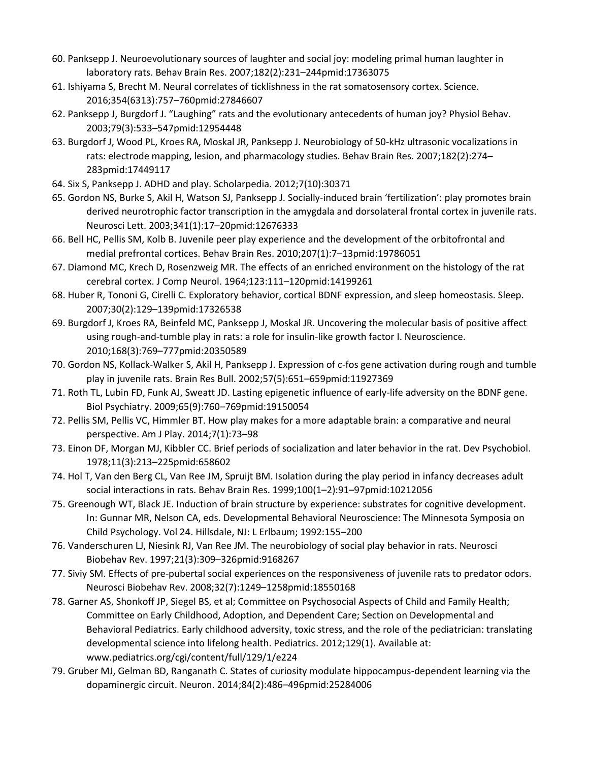60. Panksepp J. Neuroevolutionary sources of laughter and social joy: modeling primal human laughter in laboratory rats. Behav Brain Res. 2007;182(2):231–244pmid:17363075
61. Ishiyama S, Brecht M. Neural correlates of ticklishness in the rat somatosensory cortex. Science. 2016;354(6313):757–760pmid:27846607
62. Panksepp J, Burgdorf J. "Laughing" rats and the evolutionary antecedents of human joy? Physiol Behav. 2003;79(3):533–547pmid:12954448
63. Burgdorf J, Wood PL, Kroes RA, Moskal JR, Panksepp J. Neurobiology of 50-kHz ultrasonic vocalizations in rats: electrode mapping, lesion, and pharmacology studies. Behav Brain Res. 2007;182(2):274–283pmid:17449117
64. Six S, Panksepp J. ADHD and play. Scholarpedia. 2012;7(10):30371
65. Gordon NS, Burke S, Akil H, Watson SJ, Panksepp J. Socially-induced brain 'fertilization': play promotes brain derived neurotrophic factor transcription in the amygdala and dorsolateral frontal cortex in juvenile rats. Neurosci Lett. 2003;341(1):17–20pmid:12676333
66. Bell HC, Pellis SM, Kolb B. Juvenile peer play experience and the development of the orbitofrontal and medial prefrontal cortices. Behav Brain Res. 2010;207(1):7–13pmid:19786051
67. Diamond MC, Krech D, Rosenzweig MR. The effects of an enriched environment on the histology of the rat cerebral cortex. J Comp Neurol. 1964;123:111–120pmid:14199261
68. Huber R, Tononi G, Cirelli C. Exploratory behavior, cortical BDNF expression, and sleep homeostasis. Sleep. 2007;30(2):129–139pmid:17326538
69. Burgdorf J, Kroes RA, Beinfeld MC, Panksepp J, Moskal JR. Uncovering the molecular basis of positive affect using rough-and-tumble play in rats: a role for insulin-like growth factor I. Neuroscience. 2010;168(3):769–777pmid:20350589
70. Gordon NS, Kollack-Walker S, Akil H, Panksepp J. Expression of c-fos gene activation during rough and tumble play in juvenile rats. Brain Res Bull. 2002;57(5):651–659pmid:11927369
71. Roth TL, Lubin FD, Funk AJ, Sweatt JD. Lasting epigenetic influence of early-life adversity on the BDNF gene. Biol Psychiatry. 2009;65(9):760–769pmid:19150054
72. Pellis SM, Pellis VC, Himmler BT. How play makes for a more adaptable brain: a comparative and neural perspective. Am J Play. 2014;7(1):73–98
73. Einon DF, Morgan MJ, Kibbler CC. Brief periods of socialization and later behavior in the rat. Dev Psychobiol. 1978;11(3):213–225pmid:658602
74. Hol T, Van den Berg CL, Van Ree JM, Spruijt BM. Isolation during the play period in infancy decreases adult social interactions in rats. Behav Brain Res. 1999;100(1–2):91–97pmid:10212056
75. Greenough WT, Black JE. Induction of brain structure by experience: substrates for cognitive development. In: Gunnar MR, Nelson CA, eds. Developmental Behavioral Neuroscience: The Minnesota Symposia on Child Psychology. Vol 24. Hillsdale, NJ: L Erlbaum; 1992:155–200
76. Vanderschuren LJ, Niesink RJ, Van Ree JM. The neurobiology of social play behavior in rats. Neurosci Biobehav Rev. 1997;21(3):309–326pmid:9168267
77. Siviy SM. Effects of pre-pubertal social experiences on the responsiveness of juvenile rats to predator odors. Neurosci Biobehav Rev. 2008;32(7):1249–1258pmid:18550168
78. Garner AS, Shonkoff JP, Siegel BS, et al; Committee on Psychosocial Aspects of Child and Family Health; Committee on Early Childhood, Adoption, and Dependent Care; Section on Developmental and Behavioral Pediatrics. Early childhood adversity, toxic stress, and the role of the pediatrician: translating developmental science into lifelong health. Pediatrics. 2012;129(1). Available at: www.pediatrics.org/cgi/content/full/129/1/e224
79. Gruber MJ, Gelman BD, Ranganath C. States of curiosity modulate hippocampus-dependent learning via the dopaminergic circuit. Neuron. 2014;84(2):486–496pmid:25284006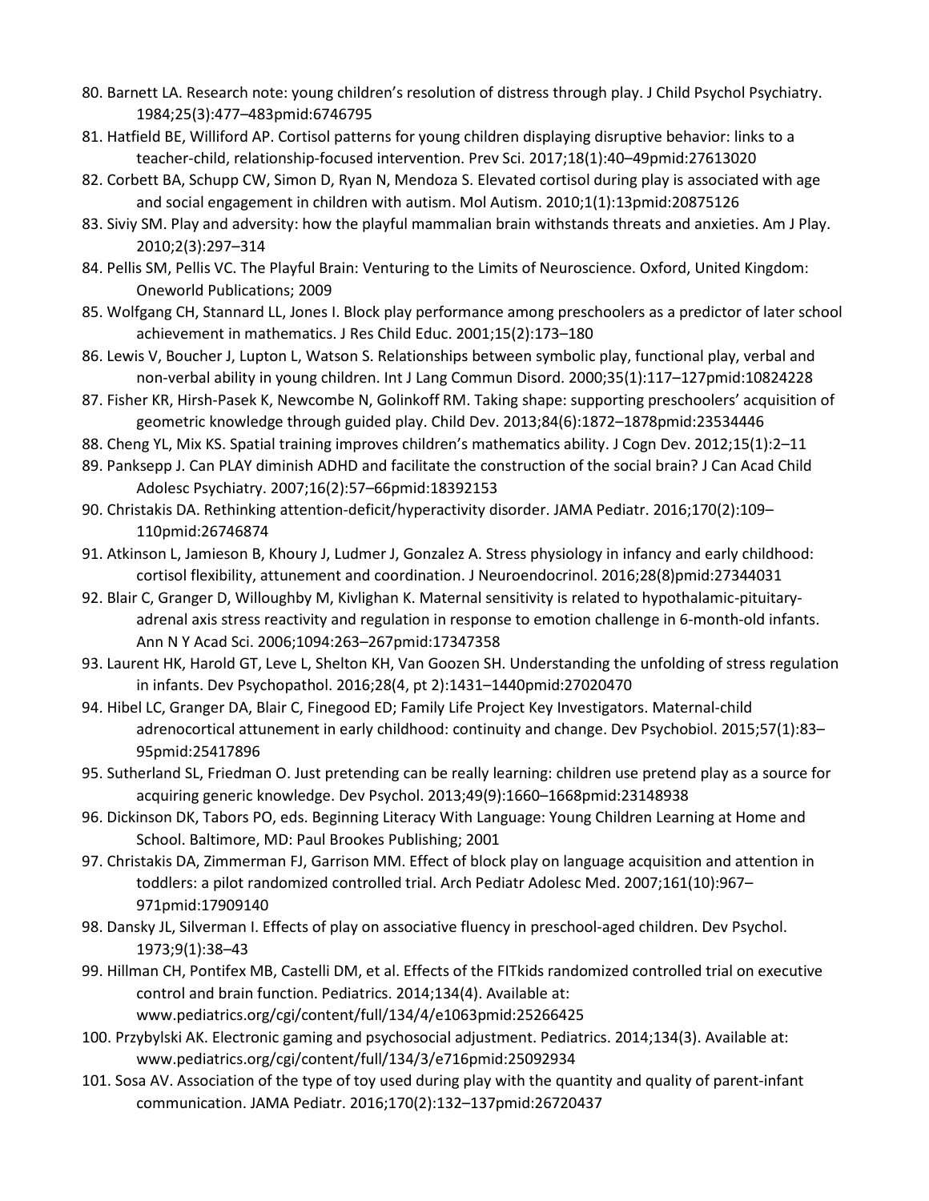80. Barnett LA. Research note: young children's resolution of distress through play. J Child Psychol Psychiatry. 1984;25(3):477–483pmid:6746795
81. Hatfield BE, Williford AP. Cortisol patterns for young children displaying disruptive behavior: links to a teacher-child, relationship-focused intervention. Prev Sci. 2017;18(1):40–49pmid:27613020
82. Corbett BA, Schupp CW, Simon D, Ryan N, Mendoza S. Elevated cortisol during play is associated with age and social engagement in children with autism. Mol Autism. 2010;1(1):13pmid:20875126
83. Siviy SM. Play and adversity: how the playful mammalian brain withstands threats and anxieties. Am J Play. 2010;2(3):297–314
84. Pellis SM, Pellis VC. The Playful Brain: Venturing to the Limits of Neuroscience. Oxford, United Kingdom: Oneworld Publications; 2009
85. Wolfgang CH, Stannard LL, Jones I. Block play performance among preschoolers as a predictor of later school achievement in mathematics. J Res Child Educ. 2001;15(2):173–180
86. Lewis V, Boucher J, Lupton L, Watson S. Relationships between symbolic play, functional play, verbal and non-verbal ability in young children. Int J Lang Commun Disord. 2000;35(1):117–127pmid:10824228
87. Fisher KR, Hirsh-Pasek K, Newcombe N, Golinkoff RM. Taking shape: supporting preschoolers' acquisition of geometric knowledge through guided play. Child Dev. 2013;84(6):1872–1878pmid:23534446
88. Cheng YL, Mix KS. Spatial training improves children's mathematics ability. J Cogn Dev. 2012;15(1):2–11
89. Panksepp J. Can PLAY diminish ADHD and facilitate the construction of the social brain? J Can Acad Child Adolesc Psychiatry. 2007;16(2):57–66pmid:18392153
90. Christakis DA. Rethinking attention-deficit/hyperactivity disorder. JAMA Pediatr. 2016;170(2):109–110pmid:26746874
91. Atkinson L, Jamieson B, Khoury J, Ludmer J, Gonzalez A. Stress physiology in infancy and early childhood: cortisol flexibility, attunement and coordination. J Neuroendocrinol. 2016;28(8)pmid:27344031
92. Blair C, Granger D, Willoughby M, Kivlighan K. Maternal sensitivity is related to hypothalamic-pituitary-adrenal axis stress reactivity and regulation in response to emotion challenge in 6-month-old infants. Ann N Y Acad Sci. 2006;1094:263–267pmid:17347358
93. Laurent HK, Harold GT, Leve L, Shelton KH, Van Goozen SH. Understanding the unfolding of stress regulation in infants. Dev Psychopathol. 2016;28(4, pt 2):1431–1440pmid:27020470
94. Hibel LC, Granger DA, Blair C, Finegood ED; Family Life Project Key Investigators. Maternal-child adrenocortical attunement in early childhood: continuity and change. Dev Psychobiol. 2015;57(1):83–95pmid:25417896
95. Sutherland SL, Friedman O. Just pretending can be really learning: children use pretend play as a source for acquiring generic knowledge. Dev Psychol. 2013;49(9):1660–1668pmid:23148938
96. Dickinson DK, Tabors PO, eds. Beginning Literacy With Language: Young Children Learning at Home and School. Baltimore, MD: Paul Brookes Publishing; 2001
97. Christakis DA, Zimmerman FJ, Garrison MM. Effect of block play on language acquisition and attention in toddlers: a pilot randomized controlled trial. Arch Pediatr Adolesc Med. 2007;161(10):967–971pmid:17909140
98. Dansky JL, Silverman I. Effects of play on associative fluency in preschool-aged children. Dev Psychol. 1973;9(1):38–43
99. Hillman CH, Pontifex MB, Castelli DM, et al. Effects of the FITkids randomized controlled trial on executive control and brain function. Pediatrics. 2014;134(4). Available at: www.pediatrics.org/cgi/content/full/134/4/e1063pmid:25266425
100. Przybylski AK. Electronic gaming and psychosocial adjustment. Pediatrics. 2014;134(3). Available at: www.pediatrics.org/cgi/content/full/134/3/e716pmid:25092934
101. Sosa AV. Association of the type of toy used during play with the quantity and quality of parent-infant communication. JAMA Pediatr. 2016;170(2):132–137pmid:26720437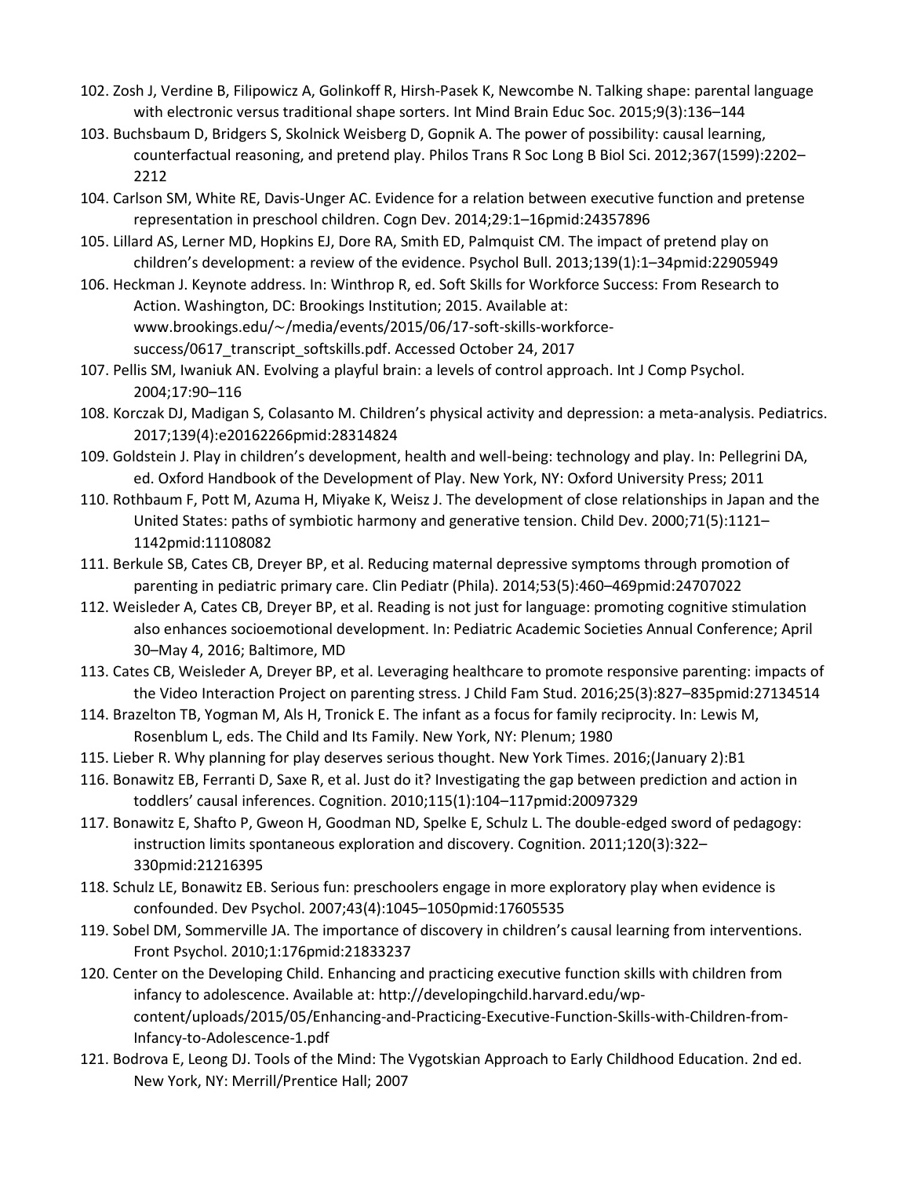102. Zosh J, Verdine B, Filipowicz A, Golinkoff R, Hirsh-Pasek K, Newcombe N. Talking shape: parental language with electronic versus traditional shape sorters. Int Mind Brain Educ Soc. 2015;9(3):136–144
103. Buchsbaum D, Bridgers S, Skolnick Weisberg D, Gopnik A. The power of possibility: causal learning, counterfactual reasoning, and pretend play. Philos Trans R Soc Long B Biol Sci. 2012;367(1599):2202–2212
104. Carlson SM, White RE, Davis-Unger AC. Evidence for a relation between executive function and pretense representation in preschool children. Cogn Dev. 2014;29:1–16pmid:24357896
105. Lillard AS, Lerner MD, Hopkins EJ, Dore RA, Smith ED, Palmquist CM. The impact of pretend play on children's development: a review of the evidence. Psychol Bull. 2013;139(1):1–34pmid:22905949
106. Heckman J. Keynote address. In: Winthrop R, ed. Soft Skills for Workforce Success: From Research to Action. Washington, DC: Brookings Institution; 2015. Available at: www.brookings.edu/~/media/events/2015/06/17-soft-skills-workforce-success/0617_transcript_softskills.pdf. Accessed October 24, 2017
107. Pellis SM, Iwaniuk AN. Evolving a playful brain: a levels of control approach. Int J Comp Psychol. 2004;17:90–116
108. Korczak DJ, Madigan S, Colasanto M. Children's physical activity and depression: a meta-analysis. Pediatrics. 2017;139(4):e20162266pmid:28314824
109. Goldstein J. Play in children's development, health and well-being: technology and play. In: Pellegrini DA, ed. Oxford Handbook of the Development of Play. New York, NY: Oxford University Press; 2011
110. Rothbaum F, Pott M, Azuma H, Miyake K, Weisz J. The development of close relationships in Japan and the United States: paths of symbiotic harmony and generative tension. Child Dev. 2000;71(5):1121–1142pmid:11108082
111. Berkule SB, Cates CB, Dreyer BP, et al. Reducing maternal depressive symptoms through promotion of parenting in pediatric primary care. Clin Pediatr (Phila). 2014;53(5):460–469pmid:24707022
112. Weisleder A, Cates CB, Dreyer BP, et al. Reading is not just for language: promoting cognitive stimulation also enhances socioemotional development. In: Pediatric Academic Societies Annual Conference; April 30–May 4, 2016; Baltimore, MD
113. Cates CB, Weisleder A, Dreyer BP, et al. Leveraging healthcare to promote responsive parenting: impacts of the Video Interaction Project on parenting stress. J Child Fam Stud. 2016;25(3):827–835pmid:27134514
114. Brazelton TB, Yogman M, Als H, Tronick E. The infant as a focus for family reciprocity. In: Lewis M, Rosenblum L, eds. The Child and Its Family. New York, NY: Plenum; 1980
115. Lieber R. Why planning for play deserves serious thought. New York Times. 2016;(January 2):B1
116. Bonawitz EB, Ferranti D, Saxe R, et al. Just do it? Investigating the gap between prediction and action in toddlers' causal inferences. Cognition. 2010;115(1):104–117pmid:20097329
117. Bonawitz E, Shafto P, Gweon H, Goodman ND, Spelke E, Schulz L. The double-edged sword of pedagogy: instruction limits spontaneous exploration and discovery. Cognition. 2011;120(3):322–330pmid:21216395
118. Schulz LE, Bonawitz EB. Serious fun: preschoolers engage in more exploratory play when evidence is confounded. Dev Psychol. 2007;43(4):1045–1050pmid:17605535
119. Sobel DM, Sommerville JA. The importance of discovery in children's causal learning from interventions. Front Psychol. 2010;1:176pmid:21833237
120. Center on the Developing Child. Enhancing and practicing executive function skills with children from infancy to adolescence. Available at: http://developingchild.harvard.edu/wp-content/uploads/2015/05/Enhancing-and-Practicing-Executive-Function-Skills-with-Children-from-Infancy-to-Adolescence-1.pdf
121. Bodrova E, Leong DJ. Tools of the Mind: The Vygotskian Approach to Early Childhood Education. 2nd ed. New York, NY: Merrill/Prentice Hall; 2007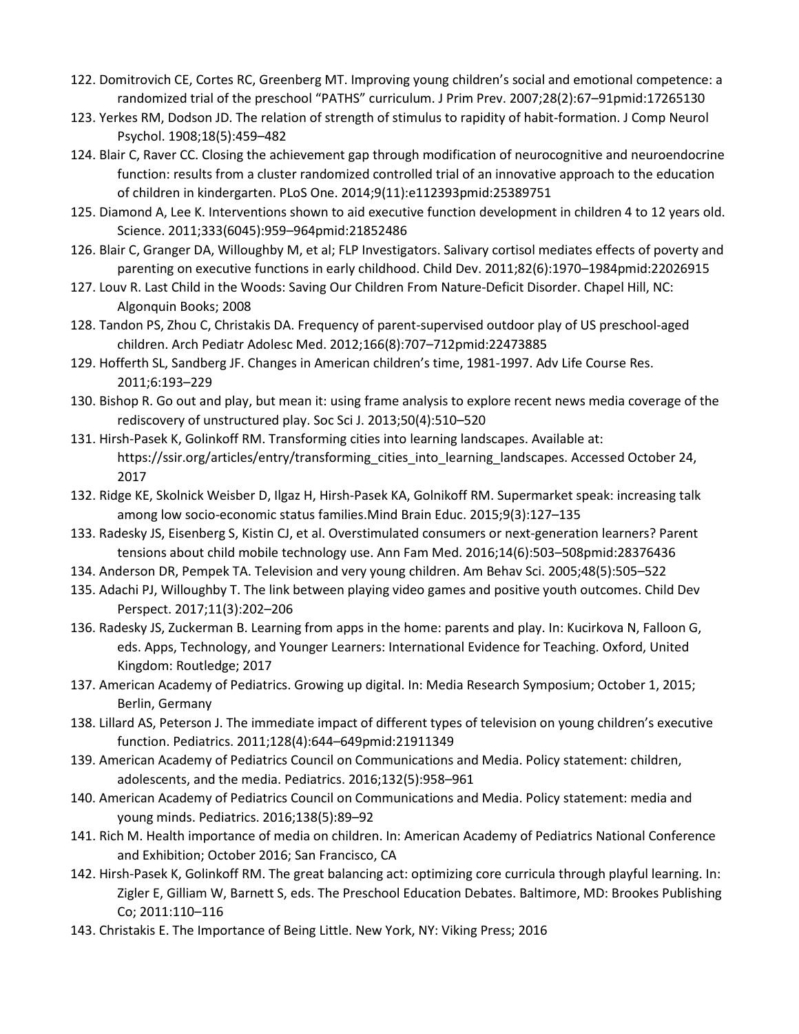122. Domitrovich CE, Cortes RC, Greenberg MT. Improving young children's social and emotional competence: a randomized trial of the preschool "PATHS" curriculum. J Prim Prev. 2007;28(2):67–91pmid:17265130
123. Yerkes RM, Dodson JD. The relation of strength of stimulus to rapidity of habit-formation. J Comp Neurol Psychol. 1908;18(5):459–482
124. Blair C, Raver CC. Closing the achievement gap through modification of neurocognitive and neuroendocrine function: results from a cluster randomized controlled trial of an innovative approach to the education of children in kindergarten. PLoS One. 2014;9(11):e112393pmid:25389751
125. Diamond A, Lee K. Interventions shown to aid executive function development in children 4 to 12 years old. Science. 2011;333(6045):959–964pmid:21852486
126. Blair C, Granger DA, Willoughby M, et al; FLP Investigators. Salivary cortisol mediates effects of poverty and parenting on executive functions in early childhood. Child Dev. 2011;82(6):1970–1984pmid:22026915
127. Louv R. Last Child in the Woods: Saving Our Children From Nature-Deficit Disorder. Chapel Hill, NC: Algonquin Books; 2008
128. Tandon PS, Zhou C, Christakis DA. Frequency of parent-supervised outdoor play of US preschool-aged children. Arch Pediatr Adolesc Med. 2012;166(8):707–712pmid:22473885
129. Hofferth SL, Sandberg JF. Changes in American children's time, 1981-1997. Adv Life Course Res. 2011;6:193–229
130. Bishop R. Go out and play, but mean it: using frame analysis to explore recent news media coverage of the rediscovery of unstructured play. Soc Sci J. 2013;50(4):510–520
131. Hirsh-Pasek K, Golinkoff RM. Transforming cities into learning landscapes. Available at: https://ssir.org/articles/entry/transforming_cities_into_learning_landscapes. Accessed October 24, 2017
132. Ridge KE, Skolnick Weisber D, Ilgaz H, Hirsh-Pasek KA, Golnikoff RM. Supermarket speak: increasing talk among low socio-economic status families.Mind Brain Educ. 2015;9(3):127–135
133. Radesky JS, Eisenberg S, Kistin CJ, et al. Overstimulated consumers or next-generation learners? Parent tensions about child mobile technology use. Ann Fam Med. 2016;14(6):503–508pmid:28376436
134. Anderson DR, Pempek TA. Television and very young children. Am Behav Sci. 2005;48(5):505–522
135. Adachi PJ, Willoughby T. The link between playing video games and positive youth outcomes. Child Dev Perspect. 2017;11(3):202–206
136. Radesky JS, Zuckerman B. Learning from apps in the home: parents and play. In: Kucirkova N, Falloon G, eds. Apps, Technology, and Younger Learners: International Evidence for Teaching. Oxford, United Kingdom: Routledge; 2017
137. American Academy of Pediatrics. Growing up digital. In: Media Research Symposium; October 1, 2015; Berlin, Germany
138. Lillard AS, Peterson J. The immediate impact of different types of television on young children's executive function. Pediatrics. 2011;128(4):644–649pmid:21911349
139. American Academy of Pediatrics Council on Communications and Media. Policy statement: children, adolescents, and the media. Pediatrics. 2016;132(5):958–961
140. American Academy of Pediatrics Council on Communications and Media. Policy statement: media and young minds. Pediatrics. 2016;138(5):89–92
141. Rich M. Health importance of media on children. In: American Academy of Pediatrics National Conference and Exhibition; October 2016; San Francisco, CA
142. Hirsh-Pasek K, Golinkoff RM. The great balancing act: optimizing core curricula through playful learning. In: Zigler E, Gilliam W, Barnett S, eds. The Preschool Education Debates. Baltimore, MD: Brookes Publishing Co; 2011:110–116
143. Christakis E. The Importance of Being Little. New York, NY: Viking Press; 2016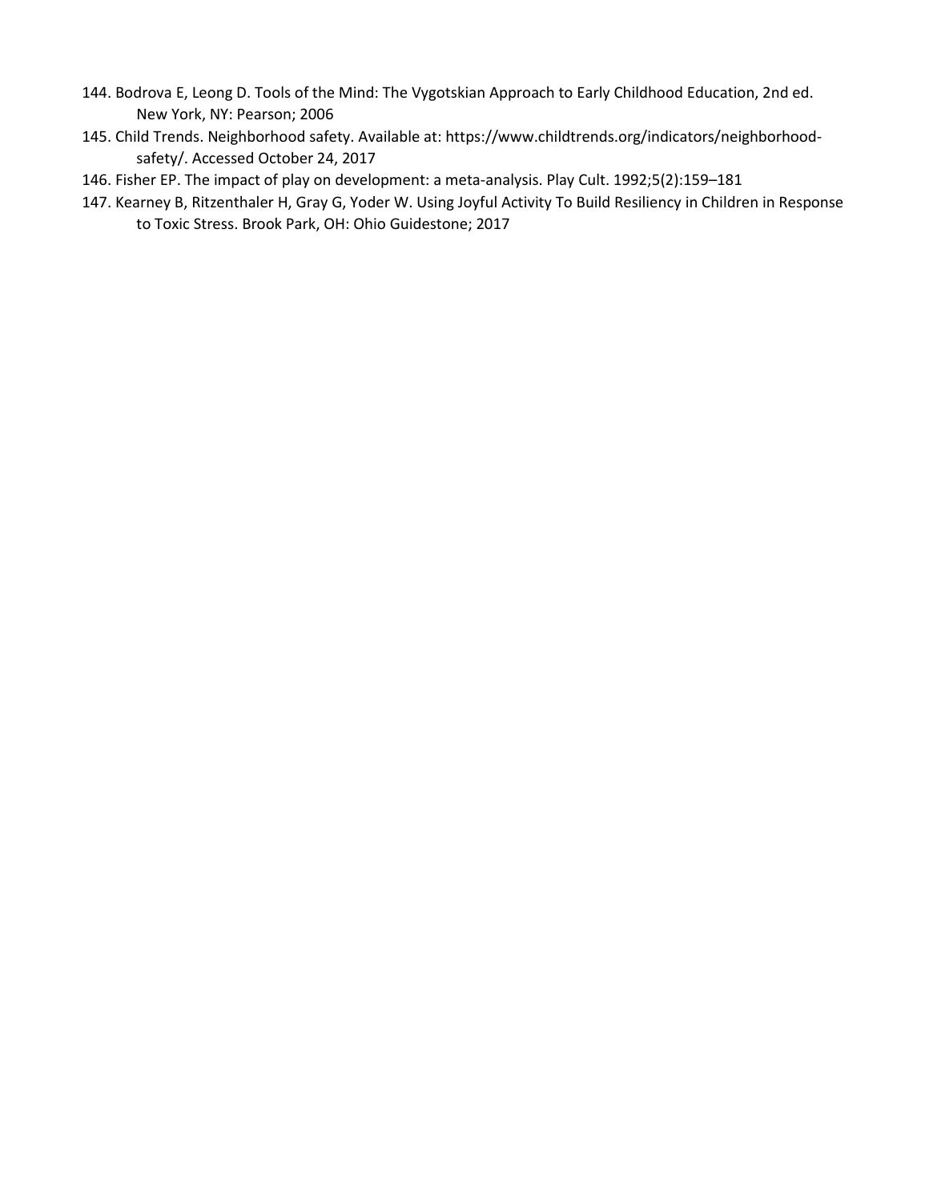144. Bodrova E, Leong D. Tools of the Mind: The Vygotskian Approach to Early Childhood Education, 2nd ed. New York, NY: Pearson; 2006
145. Child Trends. Neighborhood safety. Available at: https://www.childtrends.org/indicators/neighborhood-safety/. Accessed October 24, 2017
146. Fisher EP. The impact of play on development: a meta-analysis. Play Cult. 1992;5(2):159–181
147. Kearney B, Ritzenthaler H, Gray G, Yoder W. Using Joyful Activity To Build Resiliency in Children in Response to Toxic Stress. Brook Park, OH: Ohio Guidestone; 2017